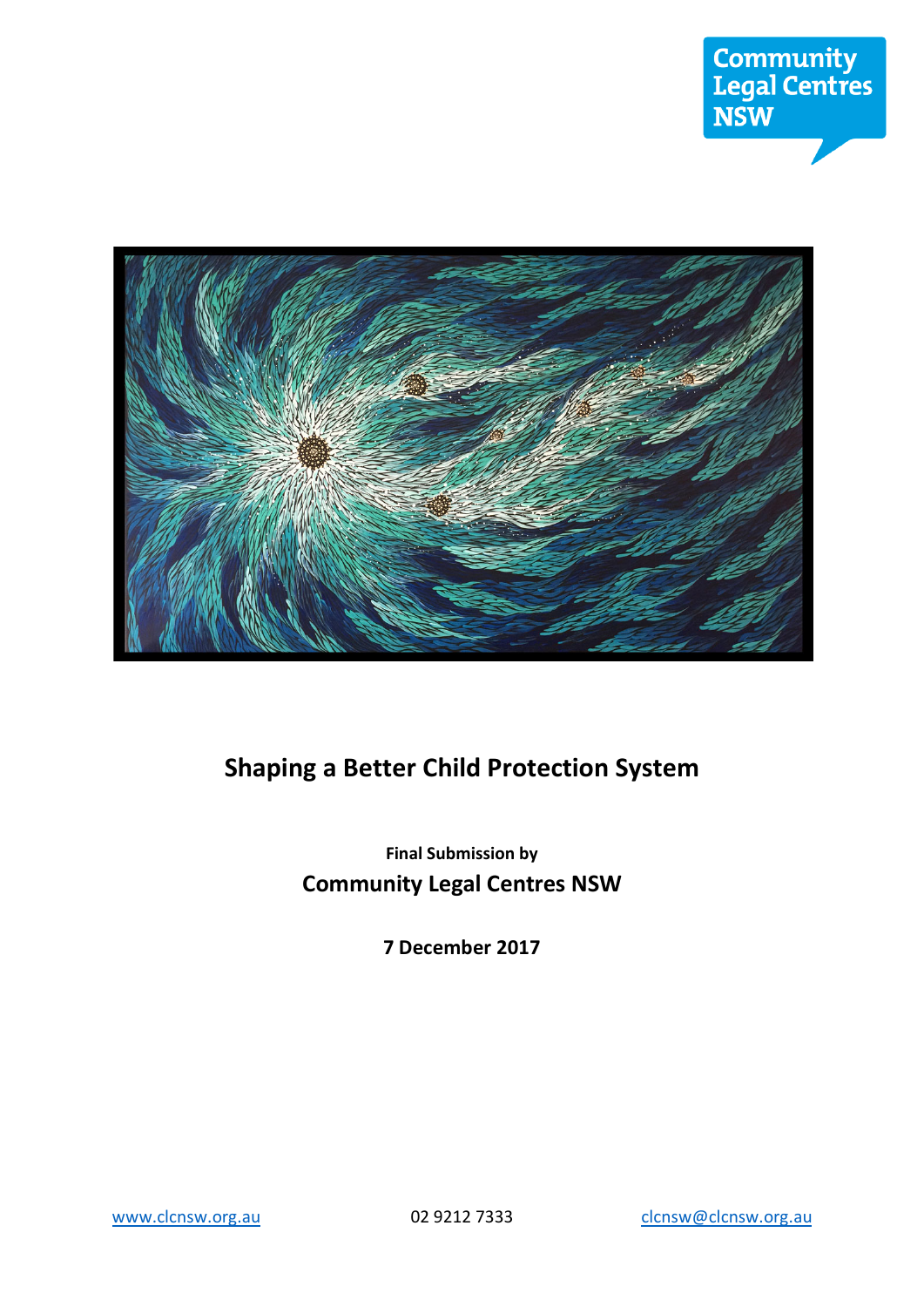Community Legal Centres NSW

# Shaping a Better Child Protection System

**Final Submission by**

## Community Legal Centres NSW

**7 December 2017**

www.clcnsw.org.au 02 9212 7333 clcnsw@clcnsw.org.au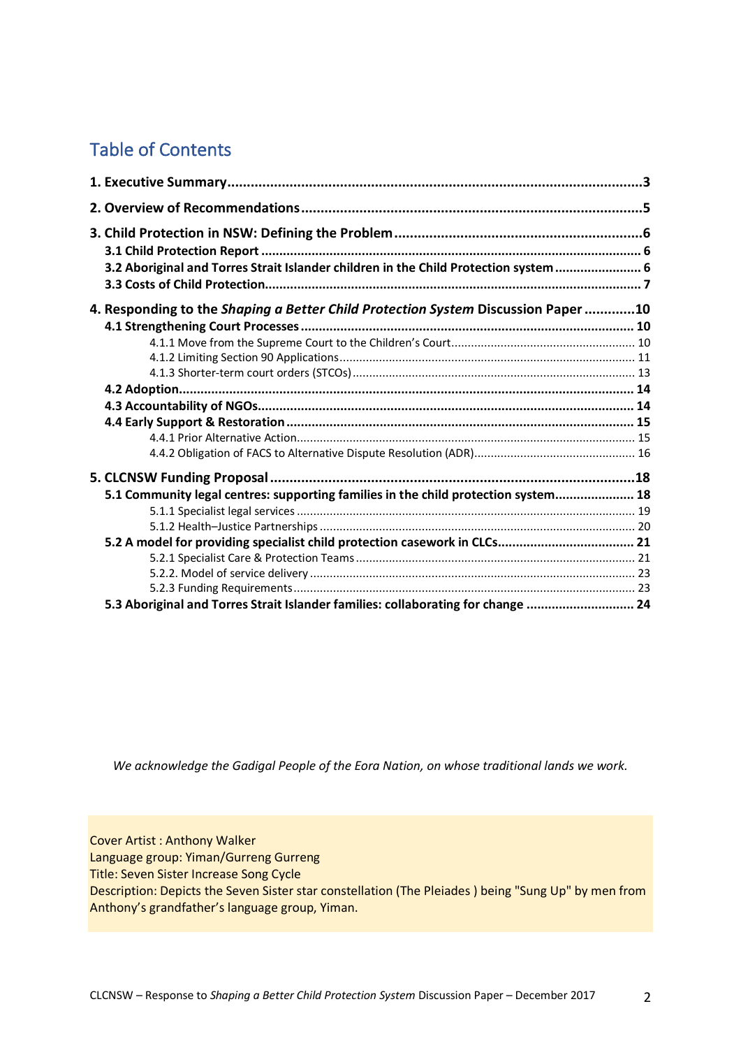## Table of Contents

**1. Executive Summary ... 3**

**2. Overview of Recommendations ... 5**

**3. Child Protection in NSW: Defining the Problem ... 6**

- **3.1 Child Protection Report ... 6**
- **3.2 Aboriginal and Torres Strait Islander children in the Child Protection system ... 6**
- **3.3 Costs of Child Protection ... 7**

**4. Responding to the *Shaping a Better Child Protection System* Discussion Paper ... 10**

- **4.1 Strengthening Court Processes ... 10**
  - 4.1.1 Move from the Supreme Court to the Children's Court ... 10
  - 4.1.2 Limiting Section 90 Applications ... 11
  - 4.1.3 Shorter-term court orders (STCOs) ... 13
- **4.2 Adoption ... 14**
- **4.3 Accountability of NGOs ... 14**
- **4.4 Early Support & Restoration ... 15**
  - 4.4.1 Prior Alternative Action ... 15
  - 4.4.2 Obligation of FACS to Alternative Dispute Resolution (ADR) ... 16

**5. CLCNSW Funding Proposal ... 18**

- **5.1 Community legal centres: supporting families in the child protection system ... 18**
  - 5.1.1 Specialist legal services ... 19
  - 5.1.2 Health–Justice Partnerships ... 20
- **5.2 A model for providing specialist child protection casework in CLCs ... 21**
  - 5.2.1 Specialist Care & Protection Teams ... 21
  - 5.2.2. Model of service delivery ... 23
  - 5.2.3 Funding Requirements ... 23
- **5.3 Aboriginal and Torres Strait Islander families: collaborating for change ... 24**

*We acknowledge the Gadigal People of the Eora Nation, on whose traditional lands we work.*

Cover Artist : Anthony Walker
Language group: Yiman/Gurreng Gurreng
Title: Seven Sister Increase Song Cycle
Description: Depicts the Seven Sister star constellation (The Pleiades ) being "Sung Up" by men from Anthony's grandfather's language group, Yiman.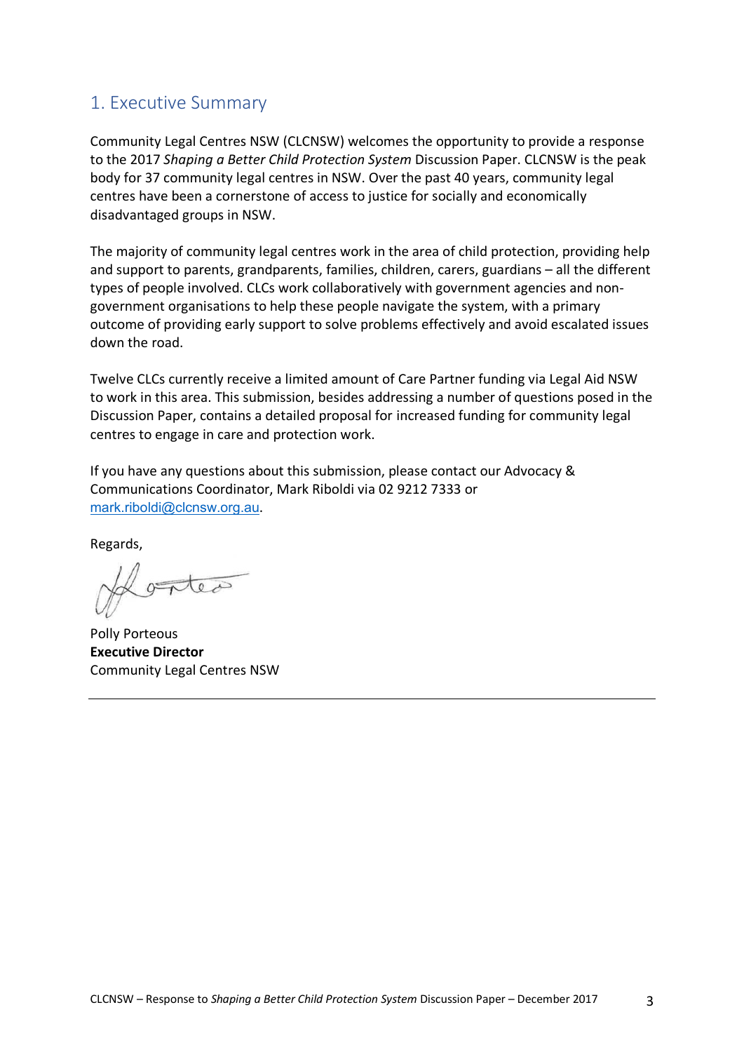## 1. Executive Summary

Community Legal Centres NSW (CLCNSW) welcomes the opportunity to provide a response to the 2017 *Shaping a Better Child Protection System* Discussion Paper. CLCNSW is the peak body for 37 community legal centres in NSW. Over the past 40 years, community legal centres have been a cornerstone of access to justice for socially and economically disadvantaged groups in NSW.

The majority of community legal centres work in the area of child protection, providing help and support to parents, grandparents, families, children, carers, guardians – all the different types of people involved. CLCs work collaboratively with government agencies and non-government organisations to help these people navigate the system, with a primary outcome of providing early support to solve problems effectively and avoid escalated issues down the road.

Twelve CLCs currently receive a limited amount of Care Partner funding via Legal Aid NSW to work in this area. This submission, besides addressing a number of questions posed in the Discussion Paper, contains a detailed proposal for increased funding for community legal centres to engage in care and protection work.

If you have any questions about this submission, please contact our Advocacy & Communications Coordinator, Mark Riboldi via 02 9212 7333 or mark.riboldi@clcnsw.org.au.

Regards,

Polly Porteous
**Executive Director**
Community Legal Centres NSW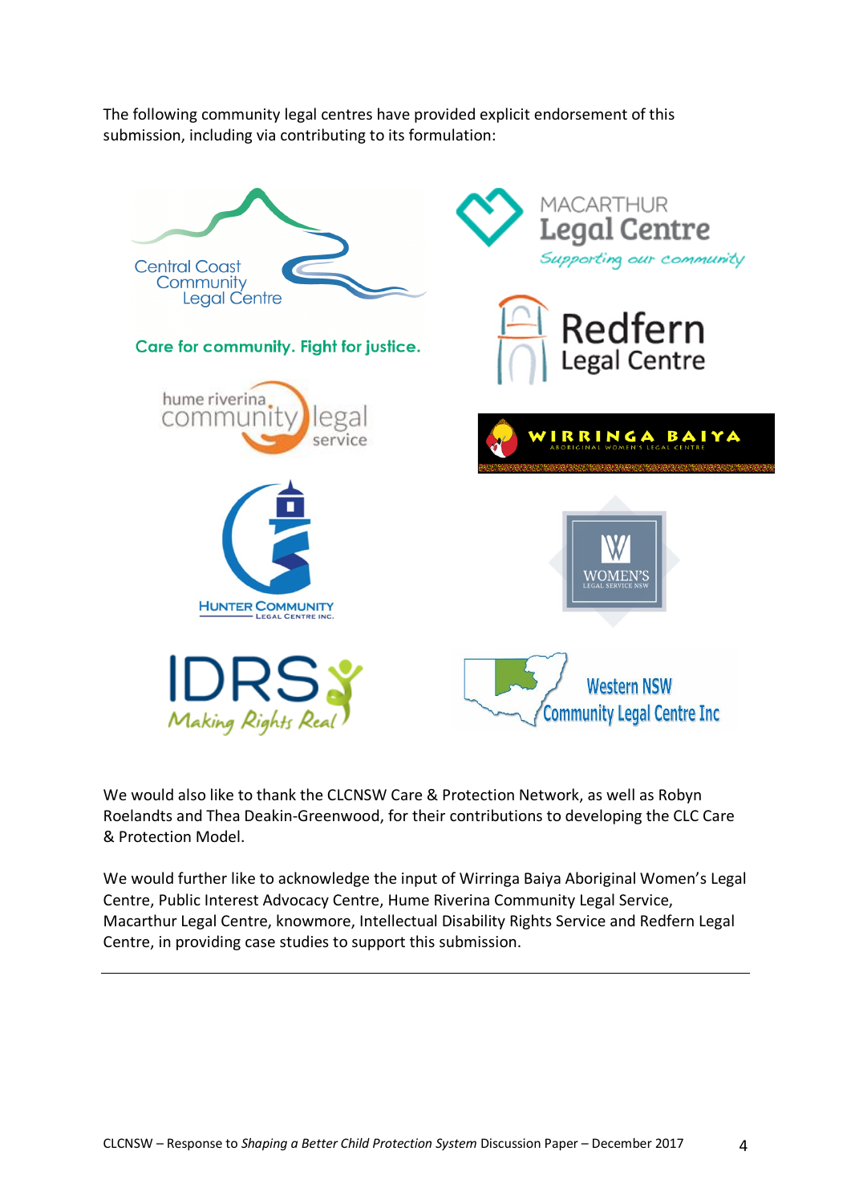The following community legal centres have provided explicit endorsement of this submission, including via contributing to its formulation:

Central Coast Community Legal Centre

Care for community. Fight for justice.

Macarthur Legal Centre – Supporting our community

Redfern Legal Centre

hume riverina community legal service

Wirringa Baiya Aboriginal Women's Legal Centre

Hunter Community Legal Centre Inc.

Women's Legal Service NSW

IDRS – Making Rights Real

Western NSW Community Legal Centre Inc

We would also like to thank the CLCNSW Care & Protection Network, as well as Robyn Roelandts and Thea Deakin-Greenwood, for their contributions to developing the CLC Care & Protection Model.

We would further like to acknowledge the input of Wirringa Baiya Aboriginal Women's Legal Centre, Public Interest Advocacy Centre, Hume Riverina Community Legal Service, Macarthur Legal Centre, knowmore, Intellectual Disability Rights Service and Redfern Legal Centre, in providing case studies to support this submission.

---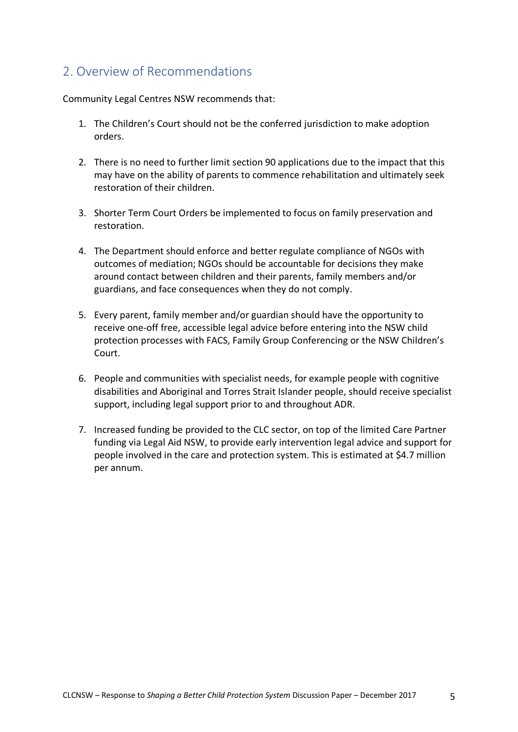## 2. Overview of Recommendations

Community Legal Centres NSW recommends that:

1. The Children's Court should not be the conferred jurisdiction to make adoption orders.

2. There is no need to further limit section 90 applications due to the impact that this may have on the ability of parents to commence rehabilitation and ultimately seek restoration of their children.

3. Shorter Term Court Orders be implemented to focus on family preservation and restoration.

4. The Department should enforce and better regulate compliance of NGOs with outcomes of mediation; NGOs should be accountable for decisions they make around contact between children and their parents, family members and/or guardians, and face consequences when they do not comply.

5. Every parent, family member and/or guardian should have the opportunity to receive one-off free, accessible legal advice before entering into the NSW child protection processes with FACS, Family Group Conferencing or the NSW Children's Court.

6. People and communities with specialist needs, for example people with cognitive disabilities and Aboriginal and Torres Strait Islander people, should receive specialist support, including legal support prior to and throughout ADR.

7. Increased funding be provided to the CLC sector, on top of the limited Care Partner funding via Legal Aid NSW, to provide early intervention legal advice and support for people involved in the care and protection system. This is estimated at $4.7 million per annum.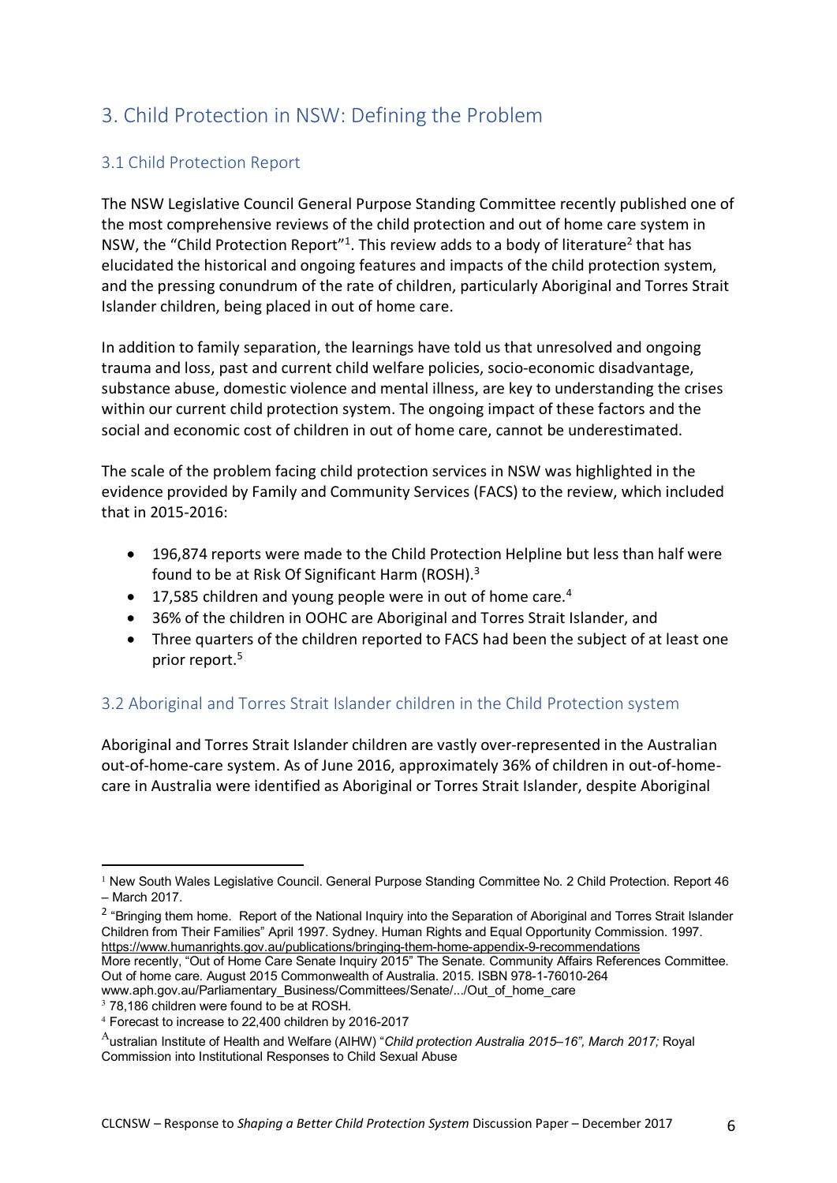## 3. Child Protection in NSW: Defining the Problem

### 3.1 Child Protection Report

The NSW Legislative Council General Purpose Standing Committee recently published one of the most comprehensive reviews of the child protection and out of home care system in NSW, the "Child Protection Report"[1]. This review adds to a body of literature[2] that has elucidated the historical and ongoing features and impacts of the child protection system, and the pressing conundrum of the rate of children, particularly Aboriginal and Torres Strait Islander children, being placed in out of home care.

In addition to family separation, the learnings have told us that unresolved and ongoing trauma and loss, past and current child welfare policies, socio-economic disadvantage, substance abuse, domestic violence and mental illness, are key to understanding the crises within our current child protection system. The ongoing impact of these factors and the social and economic cost of children in out of home care, cannot be underestimated.

The scale of the problem facing child protection services in NSW was highlighted in the evidence provided by Family and Community Services (FACS) to the review, which included that in 2015-2016:

- 196,874 reports were made to the Child Protection Helpline but less than half were found to be at Risk Of Significant Harm (ROSH).[3]
- 17,585 children and young people were in out of home care.[4]
- 36% of the children in OOHC are Aboriginal and Torres Strait Islander, and
- Three quarters of the children reported to FACS had been the subject of at least one prior report.[5]

### 3.2 Aboriginal and Torres Strait Islander children in the Child Protection system

Aboriginal and Torres Strait Islander children are vastly over-represented in the Australian out-of-home-care system. As of June 2016, approximately 36% of children in out-of-home-care in Australia were identified as Aboriginal or Torres Strait Islander, despite Aboriginal

---

[1] New South Wales Legislative Council. General Purpose Standing Committee No. 2 Child Protection. Report 46 – March 2017.

[2] "Bringing them home. Report of the National Inquiry into the Separation of Aboriginal and Torres Strait Islander Children from Their Families" April 1997. Sydney. Human Rights and Equal Opportunity Commission. 1997. https://www.humanrights.gov.au/publications/bringing-them-home-appendix-9-recommendations
More recently, "Out of Home Care Senate Inquiry 2015" The Senate. Community Affairs References Committee. Out of home care. August 2015 Commonwealth of Australia. 2015. ISBN 978-1-76010-264
www.aph.gov.au/Parliamentary_Business/Committees/Senate/.../Out_of_home_care

[3] 78,186 children were found to be at ROSH.

[4] Forecast to increase to 22,400 children by 2016-2017

[5] Australian Institute of Health and Welfare (AIHW) "*Child protection Australia 2015–16", March 2017;* Royal Commission into Institutional Responses to Child Sexual Abuse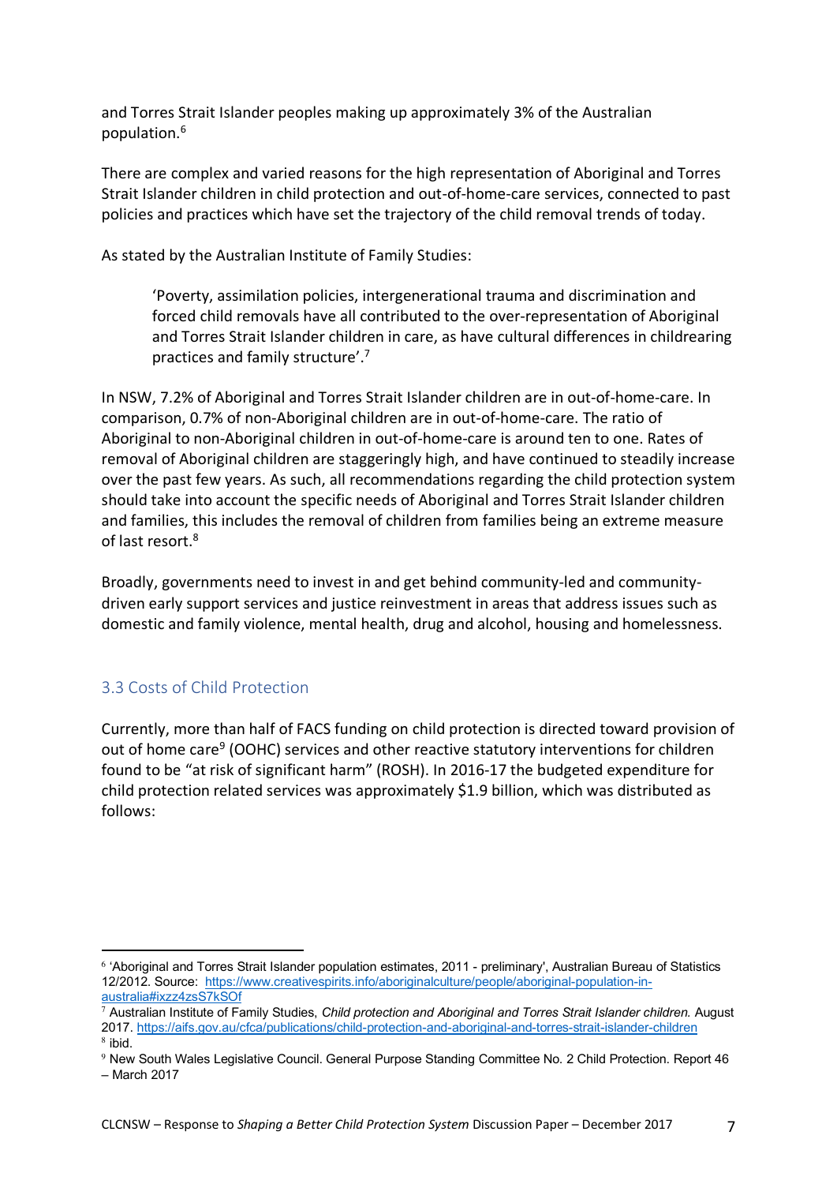and Torres Strait Islander peoples making up approximately 3% of the Australian population.[6]

There are complex and varied reasons for the high representation of Aboriginal and Torres Strait Islander children in child protection and out-of-home-care services, connected to past policies and practices which have set the trajectory of the child removal trends of today.

As stated by the Australian Institute of Family Studies:

> 'Poverty, assimilation policies, intergenerational trauma and discrimination and forced child removals have all contributed to the over-representation of Aboriginal and Torres Strait Islander children in care, as have cultural differences in childrearing practices and family structure'.[7]

In NSW, 7.2% of Aboriginal and Torres Strait Islander children are in out-of-home-care. In comparison, 0.7% of non-Aboriginal children are in out-of-home-care. The ratio of Aboriginal to non-Aboriginal children in out-of-home-care is around ten to one. Rates of removal of Aboriginal children are staggeringly high, and have continued to steadily increase over the past few years. As such, all recommendations regarding the child protection system should take into account the specific needs of Aboriginal and Torres Strait Islander children and families, this includes the removal of children from families being an extreme measure of last resort.[8]

Broadly, governments need to invest in and get behind community-led and community-driven early support services and justice reinvestment in areas that address issues such as domestic and family violence, mental health, drug and alcohol, housing and homelessness.

### 3.3 Costs of Child Protection

Currently, more than half of FACS funding on child protection is directed toward provision of out of home care[9] (OOHC) services and other reactive statutory interventions for children found to be "at risk of significant harm" (ROSH). In 2016-17 the budgeted expenditure for child protection related services was approximately $1.9 billion, which was distributed as follows:

---

[6] 'Aboriginal and Torres Strait Islander population estimates, 2011 - preliminary', Australian Bureau of Statistics 12/2012. Source: https://www.creativespirits.info/aboriginalculture/people/aboriginal-population-in-australia#ixzz4zsS7kSOf

[7] Australian Institute of Family Studies, *Child protection and Aboriginal and Torres Strait Islander children.* August 2017. https://aifs.gov.au/cfca/publications/child-protection-and-aboriginal-and-torres-strait-islander-children

[8] ibid.

[9] New South Wales Legislative Council. General Purpose Standing Committee No. 2 Child Protection. Report 46 – March 2017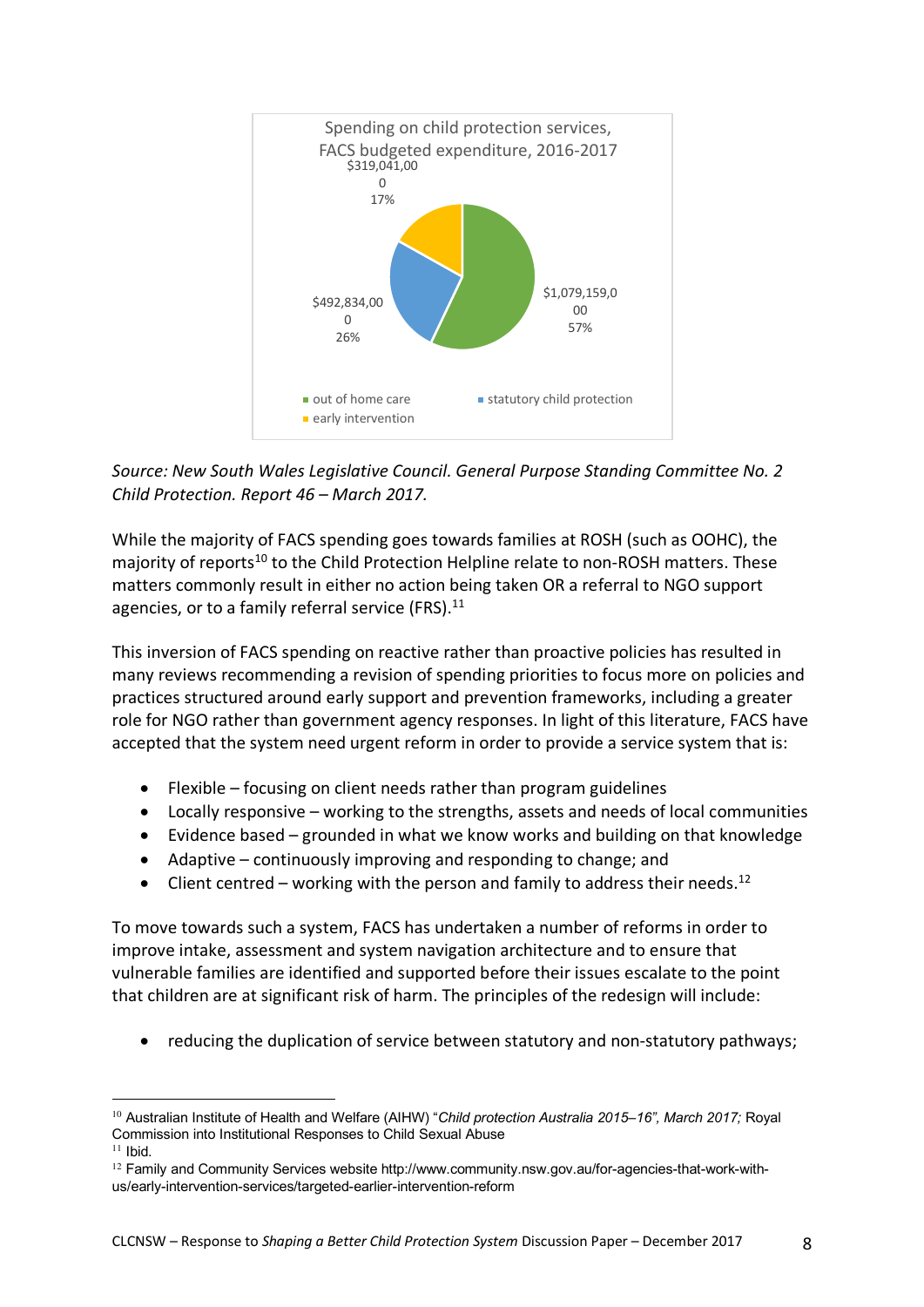Spending on child protection services, FACS budgeted expenditure, 2016-2017

| Category | Amount | Percentage |
| --- | --- | --- |
| out of home care | $1,079,159,000 | 57% |
| statutory child protection | $492,834,000 | 26% |
| early intervention | $319,041,000 | 17% |

*Source: New South Wales Legislative Council. General Purpose Standing Committee No. 2 Child Protection. Report 46 – March 2017.*

While the majority of FACS spending goes towards families at ROSH (such as OOHC), the majority of reports[10] to the Child Protection Helpline relate to non-ROSH matters. These matters commonly result in either no action being taken OR a referral to NGO support agencies, or to a family referral service (FRS).[11]

This inversion of FACS spending on reactive rather than proactive policies has resulted in many reviews recommending a revision of spending priorities to focus more on policies and practices structured around early support and prevention frameworks, including a greater role for NGO rather than government agency responses. In light of this literature, FACS have accepted that the system need urgent reform in order to provide a service system that is:

- Flexible – focusing on client needs rather than program guidelines
- Locally responsive – working to the strengths, assets and needs of local communities
- Evidence based – grounded in what we know works and building on that knowledge
- Adaptive – continuously improving and responding to change; and
- Client centred – working with the person and family to address their needs.[12]

To move towards such a system, FACS has undertaken a number of reforms in order to improve intake, assessment and system navigation architecture and to ensure that vulnerable families are identified and supported before their issues escalate to the point that children are at significant risk of harm. The principles of the redesign will include:

- reducing the duplication of service between statutory and non-statutory pathways;

---

[10] Australian Institute of Health and Welfare (AIHW) "*Child protection Australia 2015–16", March 2017;* Royal Commission into Institutional Responses to Child Sexual Abuse

[11] Ibid.

[12] Family and Community Services website http://www.community.nsw.gov.au/for-agencies-that-work-with-us/early-intervention-services/targeted-earlier-intervention-reform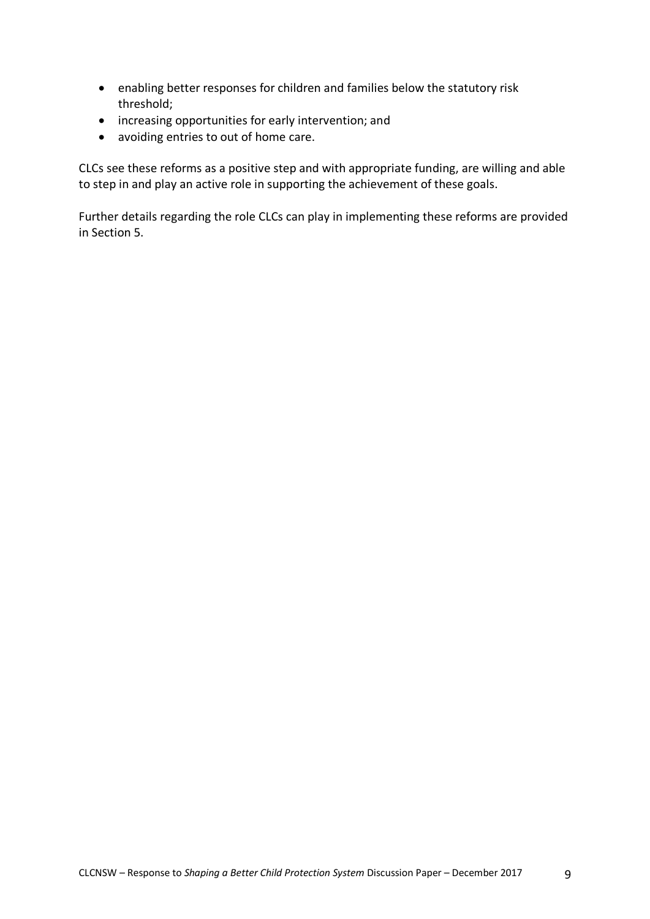- enabling better responses for children and families below the statutory risk threshold;
- increasing opportunities for early intervention; and
- avoiding entries to out of home care.

CLCs see these reforms as a positive step and with appropriate funding, are willing and able to step in and play an active role in supporting the achievement of these goals.

Further details regarding the role CLCs can play in implementing these reforms are provided in Section 5.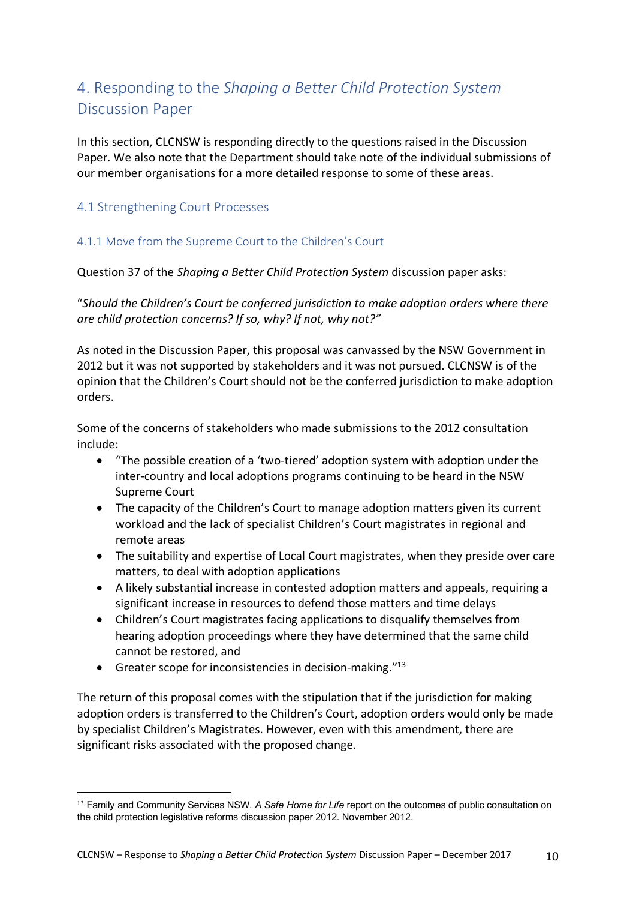# 4. Responding to the *Shaping a Better Child Protection System* Discussion Paper

In this section, CLCNSW is responding directly to the questions raised in the Discussion Paper. We also note that the Department should take note of the individual submissions of our member organisations for a more detailed response to some of these areas.

## 4.1 Strengthening Court Processes

### 4.1.1 Move from the Supreme Court to the Children's Court

Question 37 of the *Shaping a Better Child Protection System* discussion paper asks:

"*Should the Children's Court be conferred jurisdiction to make adoption orders where there are child protection concerns? If so, why? If not, why not?"*

As noted in the Discussion Paper, this proposal was canvassed by the NSW Government in 2012 but it was not supported by stakeholders and it was not pursued. CLCNSW is of the opinion that the Children's Court should not be the conferred jurisdiction to make adoption orders.

Some of the concerns of stakeholders who made submissions to the 2012 consultation include:

- "The possible creation of a 'two-tiered' adoption system with adoption under the inter-country and local adoptions programs continuing to be heard in the NSW Supreme Court
- The capacity of the Children's Court to manage adoption matters given its current workload and the lack of specialist Children's Court magistrates in regional and remote areas
- The suitability and expertise of Local Court magistrates, when they preside over care matters, to deal with adoption applications
- A likely substantial increase in contested adoption matters and appeals, requiring a significant increase in resources to defend those matters and time delays
- Children's Court magistrates facing applications to disqualify themselves from hearing adoption proceedings where they have determined that the same child cannot be restored, and
- Greater scope for inconsistencies in decision-making."[13]

The return of this proposal comes with the stipulation that if the jurisdiction for making adoption orders is transferred to the Children's Court, adoption orders would only be made by specialist Children's Magistrates. However, even with this amendment, there are significant risks associated with the proposed change.

---

[13] Family and Community Services NSW. *A Safe Home for Life* report on the outcomes of public consultation on the child protection legislative reforms discussion paper 2012. November 2012.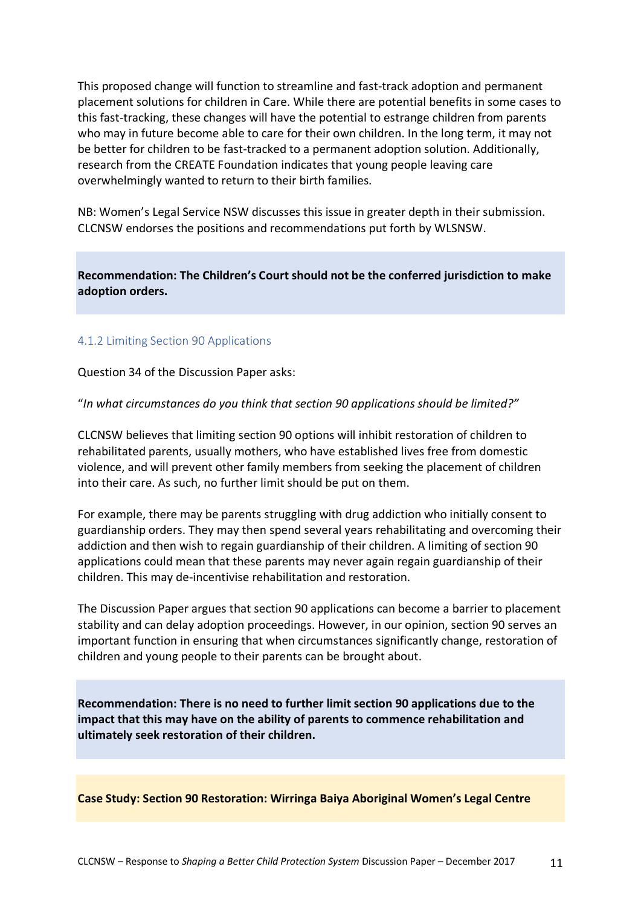This proposed change will function to streamline and fast-track adoption and permanent placement solutions for children in Care. While there are potential benefits in some cases to this fast-tracking, these changes will have the potential to estrange children from parents who may in future become able to care for their own children. In the long term, it may not be better for children to be fast-tracked to a permanent adoption solution. Additionally, research from the CREATE Foundation indicates that young people leaving care overwhelmingly wanted to return to their birth families.

NB: Women's Legal Service NSW discusses this issue in greater depth in their submission. CLCNSW endorses the positions and recommendations put forth by WLSNSW.

**Recommendation: The Children's Court should not be the conferred jurisdiction to make adoption orders.**

### 4.1.2 Limiting Section 90 Applications

Question 34 of the Discussion Paper asks:

"*In what circumstances do you think that section 90 applications should be limited?"*

CLCNSW believes that limiting section 90 options will inhibit restoration of children to rehabilitated parents, usually mothers, who have established lives free from domestic violence, and will prevent other family members from seeking the placement of children into their care. As such, no further limit should be put on them.

For example, there may be parents struggling with drug addiction who initially consent to guardianship orders. They may then spend several years rehabilitating and overcoming their addiction and then wish to regain guardianship of their children. A limiting of section 90 applications could mean that these parents may never again regain guardianship of their children. This may de-incentivise rehabilitation and restoration.

The Discussion Paper argues that section 90 applications can become a barrier to placement stability and can delay adoption proceedings. However, in our opinion, section 90 serves an important function in ensuring that when circumstances significantly change, restoration of children and young people to their parents can be brought about.

**Recommendation: There is no need to further limit section 90 applications due to the impact that this may have on the ability of parents to commence rehabilitation and ultimately seek restoration of their children.**

**Case Study: Section 90 Restoration: Wirringa Baiya Aboriginal Women's Legal Centre**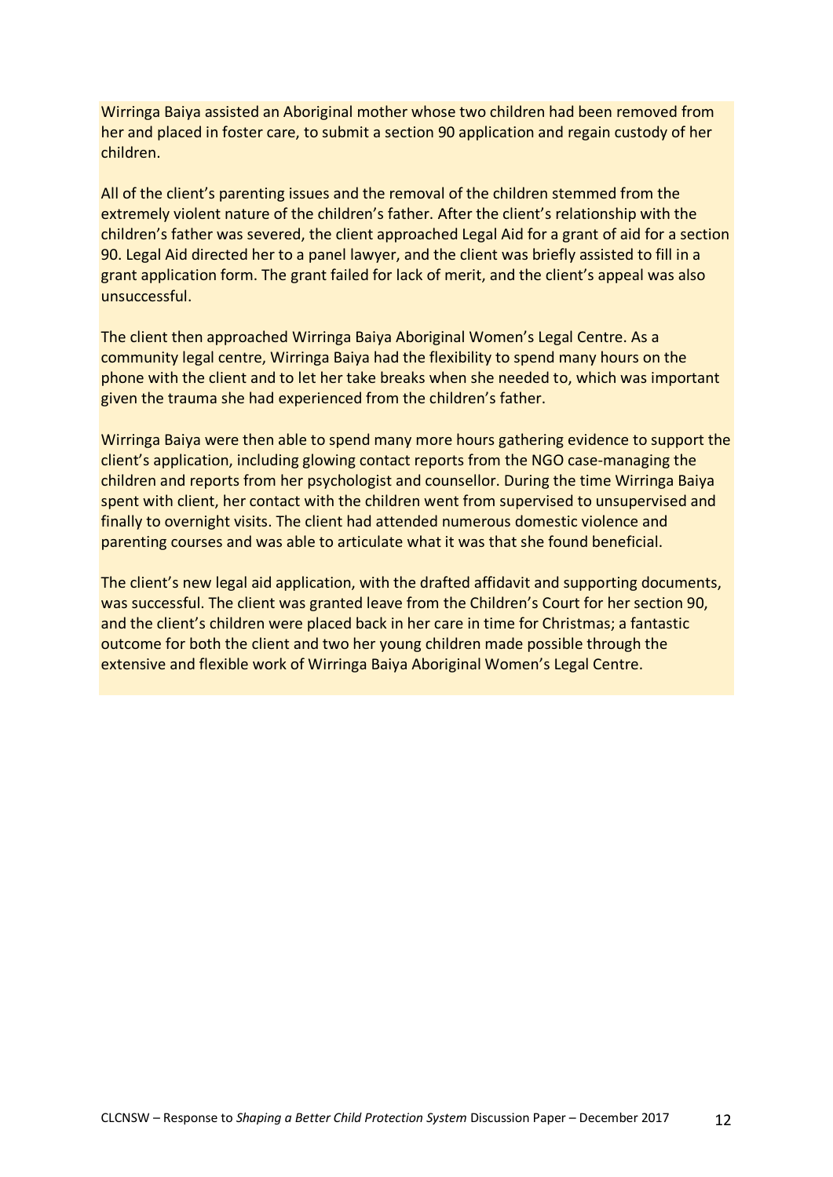Wirringa Baiya assisted an Aboriginal mother whose two children had been removed from her and placed in foster care, to submit a section 90 application and regain custody of her children.

All of the client's parenting issues and the removal of the children stemmed from the extremely violent nature of the children's father. After the client's relationship with the children's father was severed, the client approached Legal Aid for a grant of aid for a section 90. Legal Aid directed her to a panel lawyer, and the client was briefly assisted to fill in a grant application form. The grant failed for lack of merit, and the client's appeal was also unsuccessful.

The client then approached Wirringa Baiya Aboriginal Women's Legal Centre. As a community legal centre, Wirringa Baiya had the flexibility to spend many hours on the phone with the client and to let her take breaks when she needed to, which was important given the trauma she had experienced from the children's father.

Wirringa Baiya were then able to spend many more hours gathering evidence to support the client's application, including glowing contact reports from the NGO case-managing the children and reports from her psychologist and counsellor. During the time Wirringa Baiya spent with client, her contact with the children went from supervised to unsupervised and finally to overnight visits. The client had attended numerous domestic violence and parenting courses and was able to articulate what it was that she found beneficial.

The client's new legal aid application, with the drafted affidavit and supporting documents, was successful. The client was granted leave from the Children's Court for her section 90, and the client's children were placed back in her care in time for Christmas; a fantastic outcome for both the client and two her young children made possible through the extensive and flexible work of Wirringa Baiya Aboriginal Women's Legal Centre.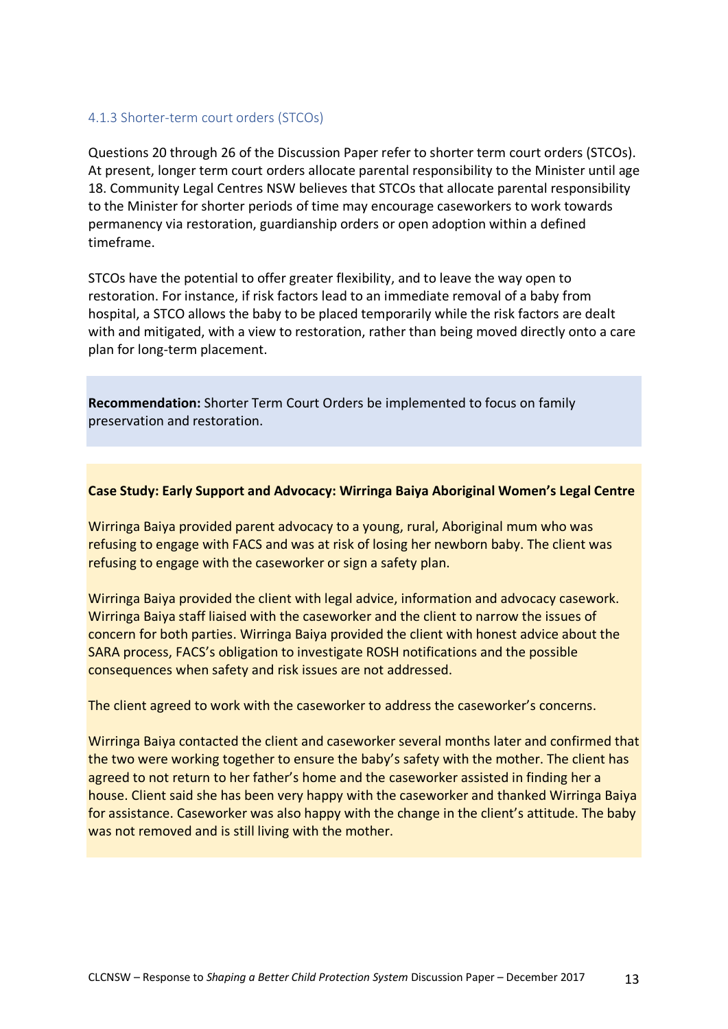### 4.1.3 Shorter-term court orders (STCOs)

Questions 20 through 26 of the Discussion Paper refer to shorter term court orders (STCOs). At present, longer term court orders allocate parental responsibility to the Minister until age 18. Community Legal Centres NSW believes that STCOs that allocate parental responsibility to the Minister for shorter periods of time may encourage caseworkers to work towards permanency via restoration, guardianship orders or open adoption within a defined timeframe.

STCOs have the potential to offer greater flexibility, and to leave the way open to restoration. For instance, if risk factors lead to an immediate removal of a baby from hospital, a STCO allows the baby to be placed temporarily while the risk factors are dealt with and mitigated, with a view to restoration, rather than being moved directly onto a care plan for long-term placement.

**Recommendation:** Shorter Term Court Orders be implemented to focus on family preservation and restoration.

**Case Study: Early Support and Advocacy: Wirringa Baiya Aboriginal Women's Legal Centre**

Wirringa Baiya provided parent advocacy to a young, rural, Aboriginal mum who was refusing to engage with FACS and was at risk of losing her newborn baby. The client was refusing to engage with the caseworker or sign a safety plan.

Wirringa Baiya provided the client with legal advice, information and advocacy casework. Wirringa Baiya staff liaised with the caseworker and the client to narrow the issues of concern for both parties. Wirringa Baiya provided the client with honest advice about the SARA process, FACS's obligation to investigate ROSH notifications and the possible consequences when safety and risk issues are not addressed.

The client agreed to work with the caseworker to address the caseworker's concerns.

Wirringa Baiya contacted the client and caseworker several months later and confirmed that the two were working together to ensure the baby's safety with the mother. The client has agreed to not return to her father's home and the caseworker assisted in finding her a house. Client said she has been very happy with the caseworker and thanked Wirringa Baiya for assistance. Caseworker was also happy with the change in the client's attitude. The baby was not removed and is still living with the mother.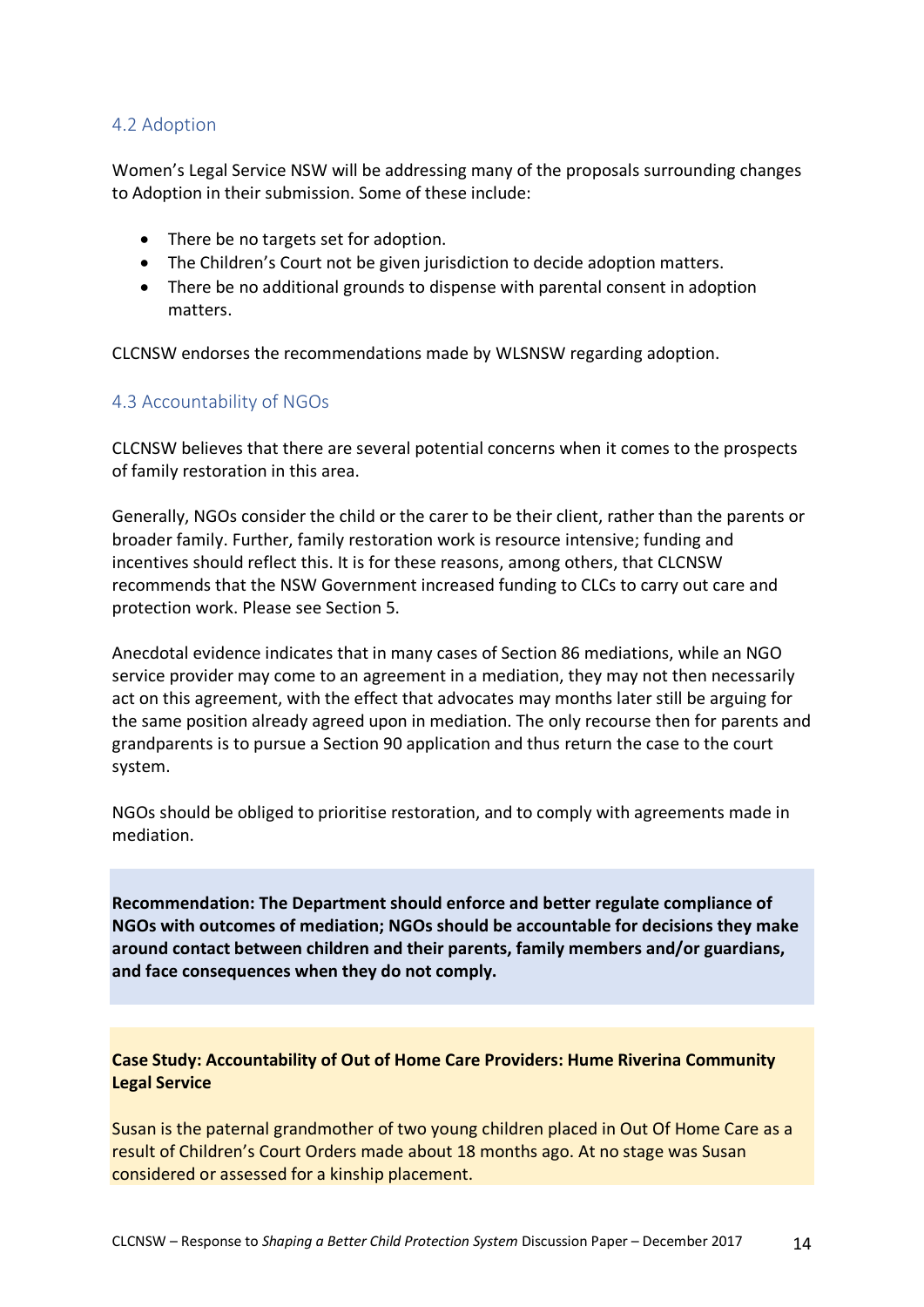### 4.2 Adoption

Women's Legal Service NSW will be addressing many of the proposals surrounding changes to Adoption in their submission. Some of these include:

- There be no targets set for adoption.
- The Children's Court not be given jurisdiction to decide adoption matters.
- There be no additional grounds to dispense with parental consent in adoption matters.

CLCNSW endorses the recommendations made by WLSNSW regarding adoption.

### 4.3 Accountability of NGOs

CLCNSW believes that there are several potential concerns when it comes to the prospects of family restoration in this area.

Generally, NGOs consider the child or the carer to be their client, rather than the parents or broader family. Further, family restoration work is resource intensive; funding and incentives should reflect this. It is for these reasons, among others, that CLCNSW recommends that the NSW Government increased funding to CLCs to carry out care and protection work. Please see Section 5.

Anecdotal evidence indicates that in many cases of Section 86 mediations, while an NGO service provider may come to an agreement in a mediation, they may not then necessarily act on this agreement, with the effect that advocates may months later still be arguing for the same position already agreed upon in mediation. The only recourse then for parents and grandparents is to pursue a Section 90 application and thus return the case to the court system.

NGOs should be obliged to prioritise restoration, and to comply with agreements made in mediation.

**Recommendation: The Department should enforce and better regulate compliance of NGOs with outcomes of mediation; NGOs should be accountable for decisions they make around contact between children and their parents, family members and/or guardians, and face consequences when they do not comply.**

**Case Study: Accountability of Out of Home Care Providers: Hume Riverina Community Legal Service**

Susan is the paternal grandmother of two young children placed in Out Of Home Care as a result of Children's Court Orders made about 18 months ago. At no stage was Susan considered or assessed for a kinship placement.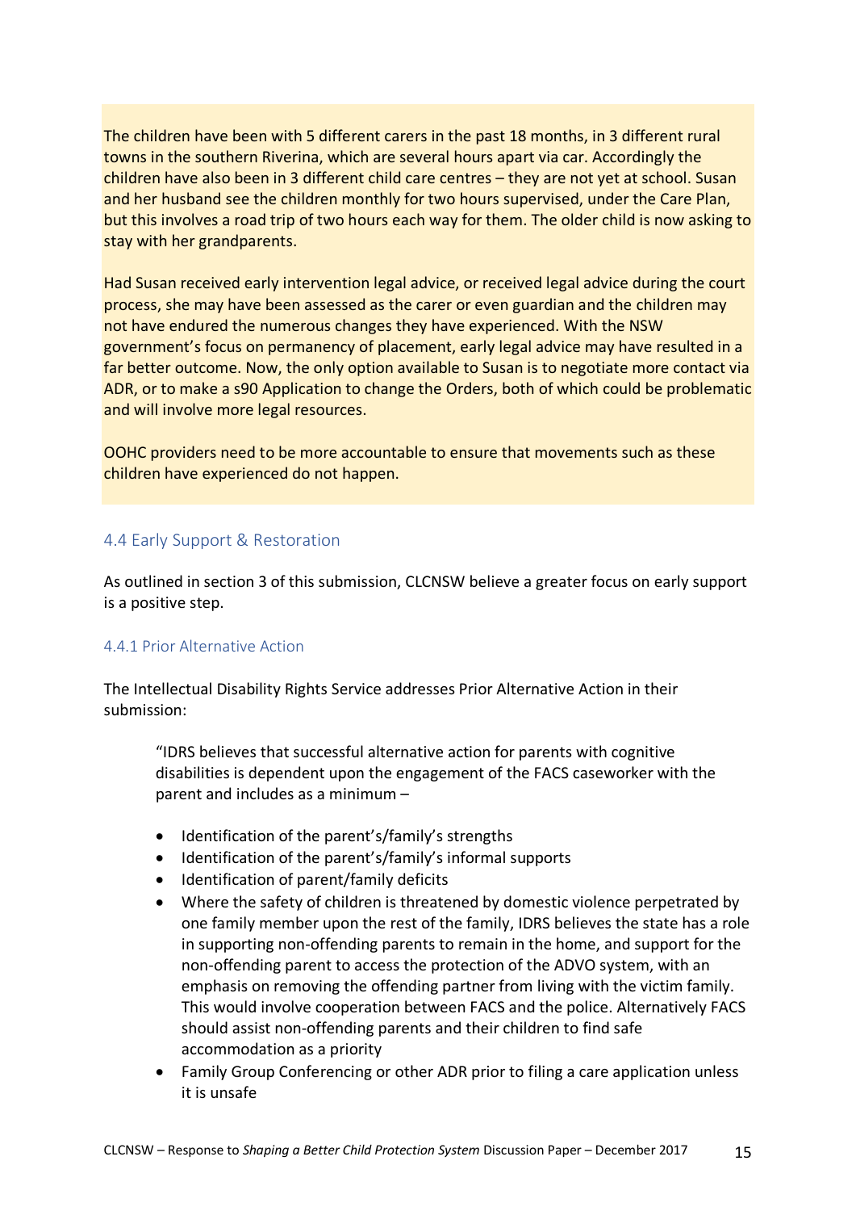The children have been with 5 different carers in the past 18 months, in 3 different rural towns in the southern Riverina, which are several hours apart via car. Accordingly the children have also been in 3 different child care centres – they are not yet at school. Susan and her husband see the children monthly for two hours supervised, under the Care Plan, but this involves a road trip of two hours each way for them. The older child is now asking to stay with her grandparents.

Had Susan received early intervention legal advice, or received legal advice during the court process, she may have been assessed as the carer or even guardian and the children may not have endured the numerous changes they have experienced. With the NSW government's focus on permanency of placement, early legal advice may have resulted in a far better outcome. Now, the only option available to Susan is to negotiate more contact via ADR, or to make a s90 Application to change the Orders, both of which could be problematic and will involve more legal resources.

OOHC providers need to be more accountable to ensure that movements such as these children have experienced do not happen.

### 4.4 Early Support & Restoration

As outlined in section 3 of this submission, CLCNSW believe a greater focus on early support is a positive step.

#### 4.4.1 Prior Alternative Action

The Intellectual Disability Rights Service addresses Prior Alternative Action in their submission:

> "IDRS believes that successful alternative action for parents with cognitive disabilities is dependent upon the engagement of the FACS caseworker with the parent and includes as a minimum –
>
> - Identification of the parent's/family's strengths
> - Identification of the parent's/family's informal supports
> - Identification of parent/family deficits
> - Where the safety of children is threatened by domestic violence perpetrated by one family member upon the rest of the family, IDRS believes the state has a role in supporting non-offending parents to remain in the home, and support for the non-offending parent to access the protection of the ADVO system, with an emphasis on removing the offending partner from living with the victim family. This would involve cooperation between FACS and the police. Alternatively FACS should assist non-offending parents and their children to find safe accommodation as a priority
> - Family Group Conferencing or other ADR prior to filing a care application unless it is unsafe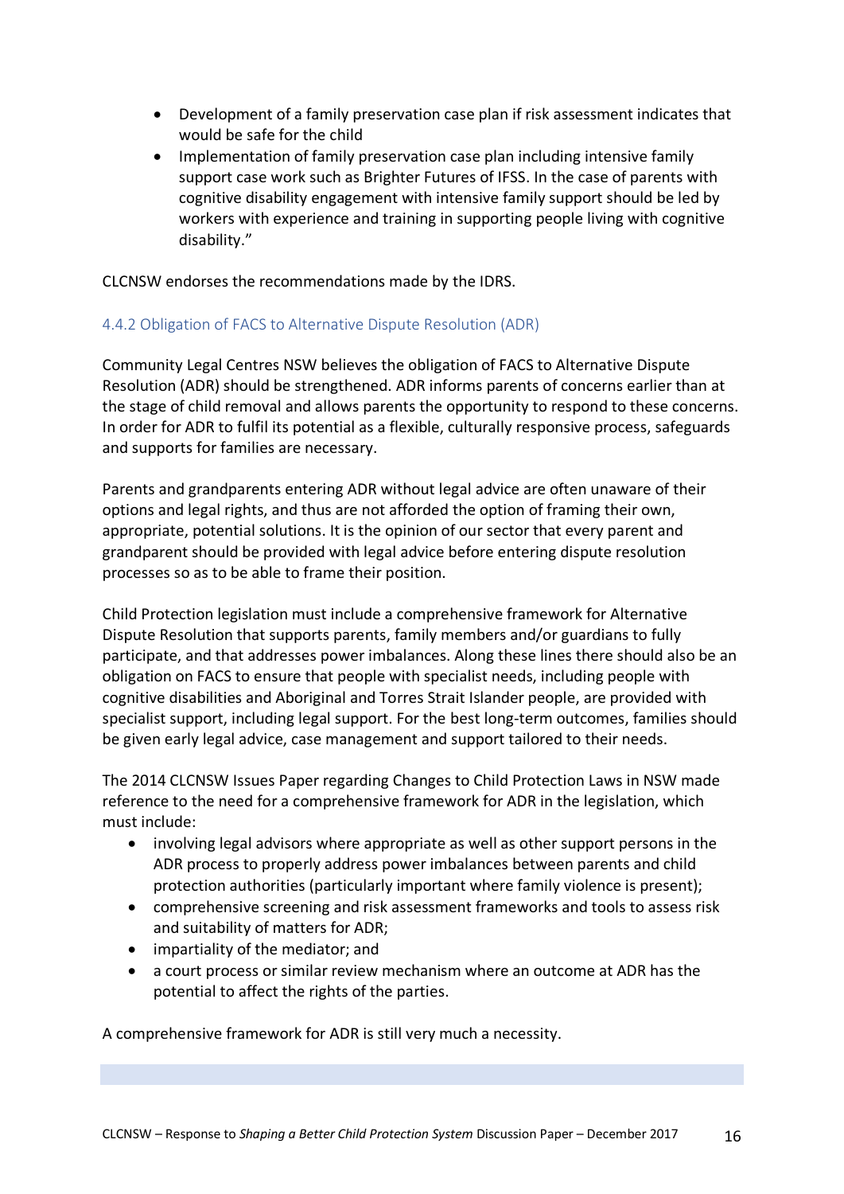- Development of a family preservation case plan if risk assessment indicates that would be safe for the child
- Implementation of family preservation case plan including intensive family support case work such as Brighter Futures of IFSS. In the case of parents with cognitive disability engagement with intensive family support should be led by workers with experience and training in supporting people living with cognitive disability."

CLCNSW endorses the recommendations made by the IDRS.

### 4.4.2 Obligation of FACS to Alternative Dispute Resolution (ADR)

Community Legal Centres NSW believes the obligation of FACS to Alternative Dispute Resolution (ADR) should be strengthened. ADR informs parents of concerns earlier than at the stage of child removal and allows parents the opportunity to respond to these concerns. In order for ADR to fulfil its potential as a flexible, culturally responsive process, safeguards and supports for families are necessary.

Parents and grandparents entering ADR without legal advice are often unaware of their options and legal rights, and thus are not afforded the option of framing their own, appropriate, potential solutions. It is the opinion of our sector that every parent and grandparent should be provided with legal advice before entering dispute resolution processes so as to be able to frame their position.

Child Protection legislation must include a comprehensive framework for Alternative Dispute Resolution that supports parents, family members and/or guardians to fully participate, and that addresses power imbalances. Along these lines there should also be an obligation on FACS to ensure that people with specialist needs, including people with cognitive disabilities and Aboriginal and Torres Strait Islander people, are provided with specialist support, including legal support. For the best long-term outcomes, families should be given early legal advice, case management and support tailored to their needs.

The 2014 CLCNSW Issues Paper regarding Changes to Child Protection Laws in NSW made reference to the need for a comprehensive framework for ADR in the legislation, which must include:

- involving legal advisors where appropriate as well as other support persons in the ADR process to properly address power imbalances between parents and child protection authorities (particularly important where family violence is present);
- comprehensive screening and risk assessment frameworks and tools to assess risk and suitability of matters for ADR;
- impartiality of the mediator; and
- a court process or similar review mechanism where an outcome at ADR has the potential to affect the rights of the parties.

A comprehensive framework for ADR is still very much a necessity.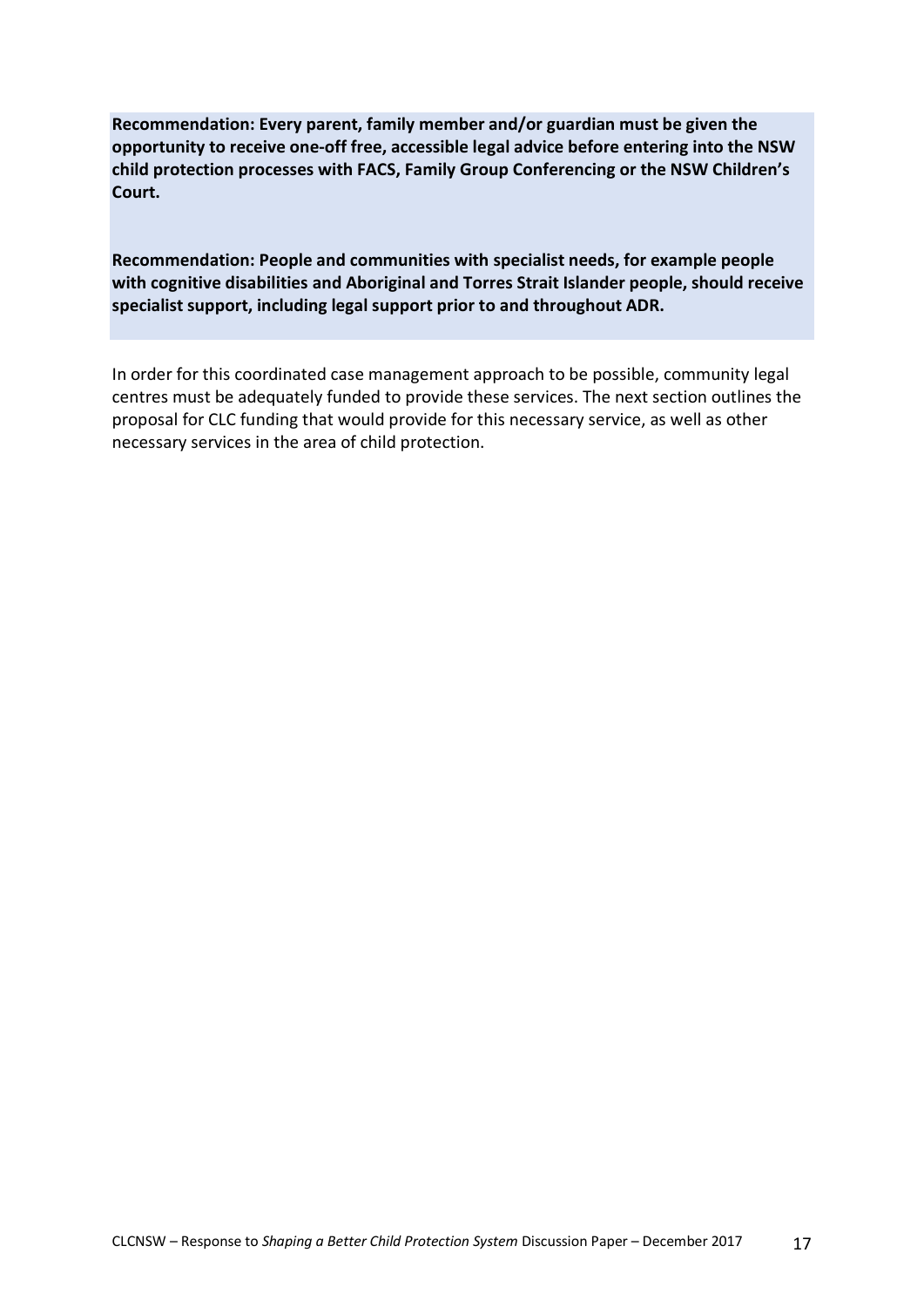**Recommendation: Every parent, family member and/or guardian must be given the opportunity to receive one-off free, accessible legal advice before entering into the NSW child protection processes with FACS, Family Group Conferencing or the NSW Children's Court.**

**Recommendation: People and communities with specialist needs, for example people with cognitive disabilities and Aboriginal and Torres Strait Islander people, should receive specialist support, including legal support prior to and throughout ADR.**

In order for this coordinated case management approach to be possible, community legal centres must be adequately funded to provide these services. The next section outlines the proposal for CLC funding that would provide for this necessary service, as well as other necessary services in the area of child protection.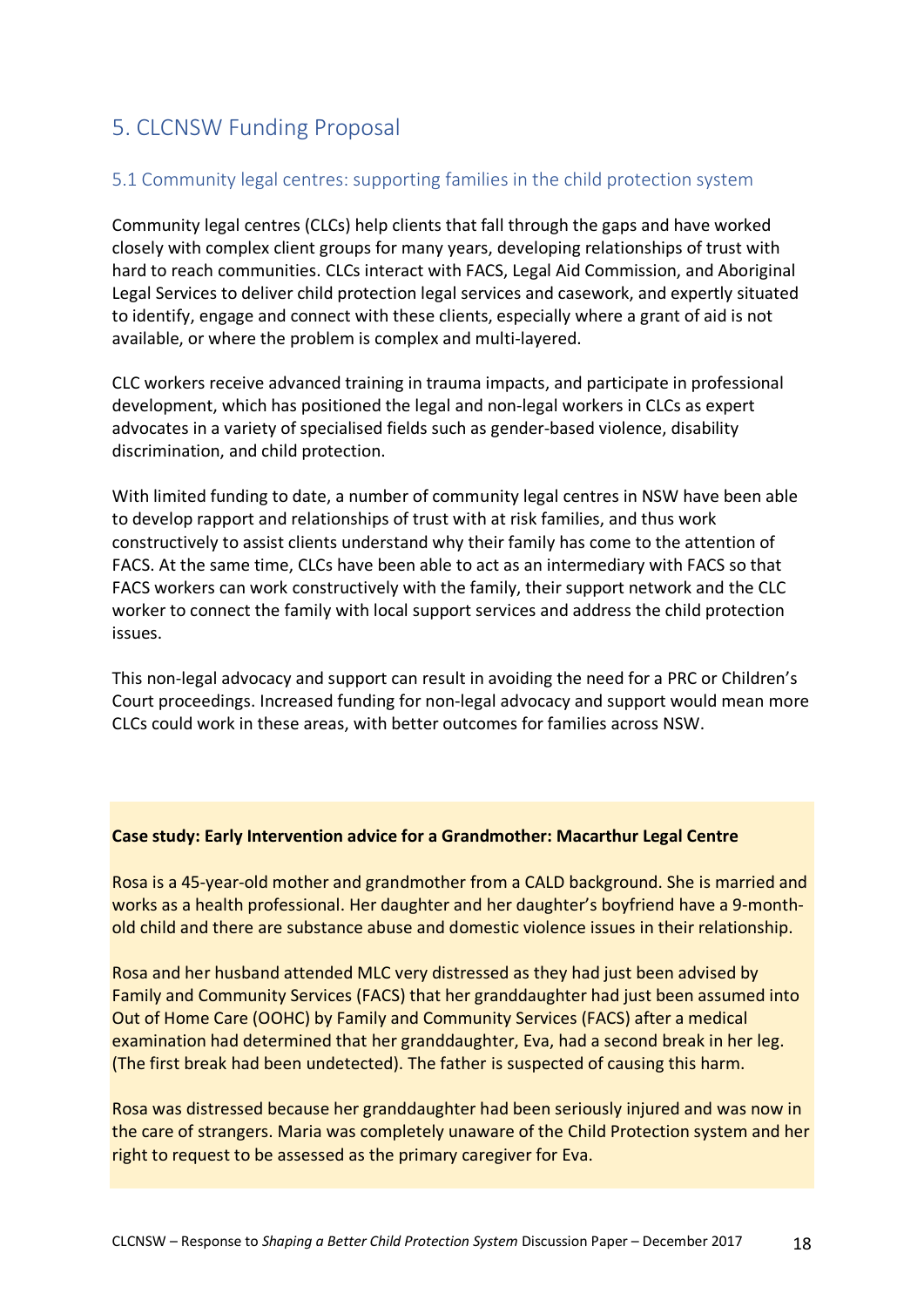# 5. CLCNSW Funding Proposal

## 5.1 Community legal centres: supporting families in the child protection system

Community legal centres (CLCs) help clients that fall through the gaps and have worked closely with complex client groups for many years, developing relationships of trust with hard to reach communities. CLCs interact with FACS, Legal Aid Commission, and Aboriginal Legal Services to deliver child protection legal services and casework, and expertly situated to identify, engage and connect with these clients, especially where a grant of aid is not available, or where the problem is complex and multi-layered.

CLC workers receive advanced training in trauma impacts, and participate in professional development, which has positioned the legal and non-legal workers in CLCs as expert advocates in a variety of specialised fields such as gender-based violence, disability discrimination, and child protection.

With limited funding to date, a number of community legal centres in NSW have been able to develop rapport and relationships of trust with at risk families, and thus work constructively to assist clients understand why their family has come to the attention of FACS. At the same time, CLCs have been able to act as an intermediary with FACS so that FACS workers can work constructively with the family, their support network and the CLC worker to connect the family with local support services and address the child protection issues.

This non-legal advocacy and support can result in avoiding the need for a PRC or Children's Court proceedings. Increased funding for non-legal advocacy and support would mean more CLCs could work in these areas, with better outcomes for families across NSW.

**Case study: Early Intervention advice for a Grandmother: Macarthur Legal Centre**

Rosa is a 45-year-old mother and grandmother from a CALD background. She is married and works as a health professional. Her daughter and her daughter's boyfriend have a 9-month-old child and there are substance abuse and domestic violence issues in their relationship.

Rosa and her husband attended MLC very distressed as they had just been advised by Family and Community Services (FACS) that her granddaughter had just been assumed into Out of Home Care (OOHC) by Family and Community Services (FACS) after a medical examination had determined that her granddaughter, Eva, had a second break in her leg. (The first break had been undetected). The father is suspected of causing this harm.

Rosa was distressed because her granddaughter had been seriously injured and was now in the care of strangers. Maria was completely unaware of the Child Protection system and her right to request to be assessed as the primary caregiver for Eva.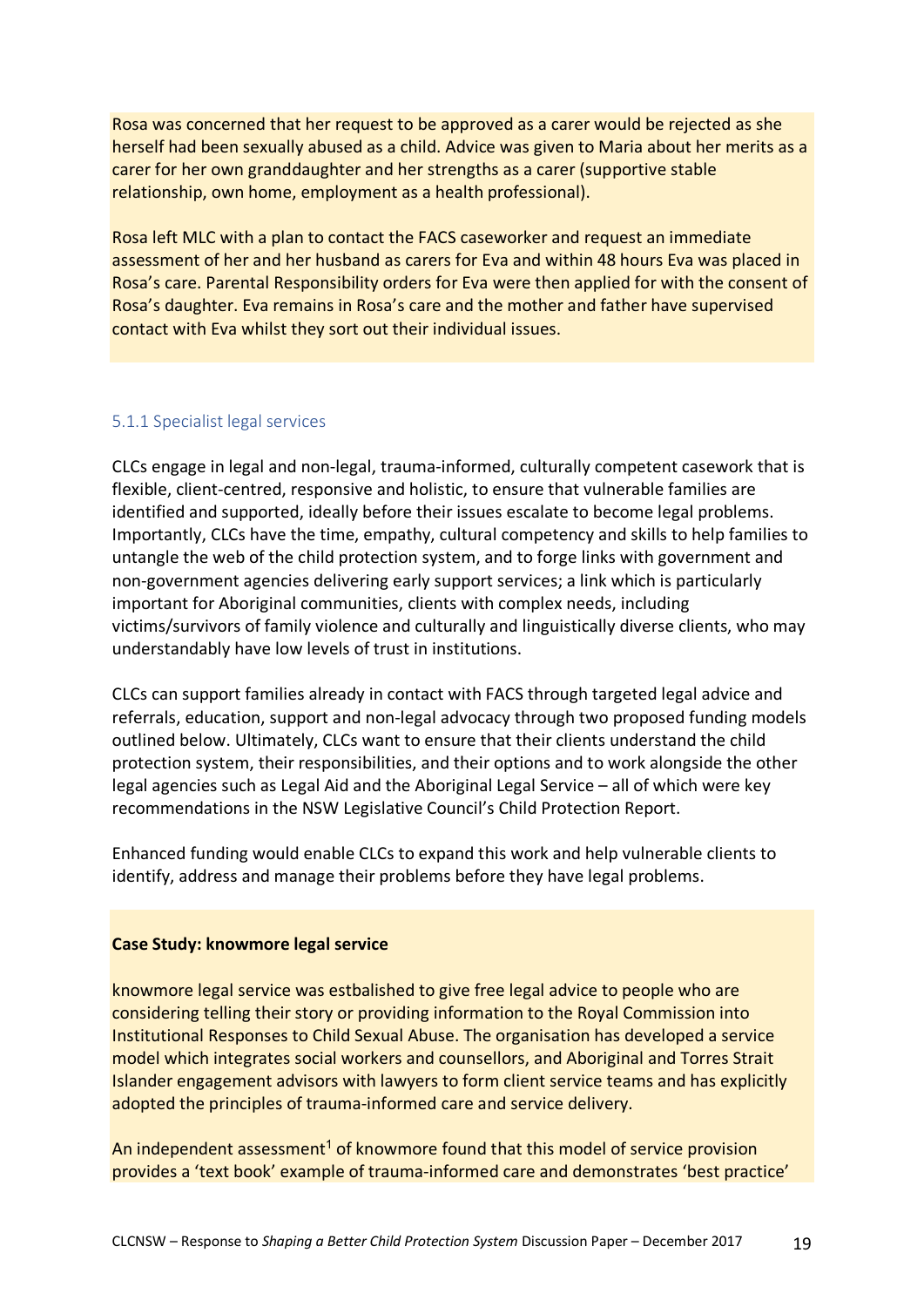Rosa was concerned that her request to be approved as a carer would be rejected as she herself had been sexually abused as a child. Advice was given to Maria about her merits as a carer for her own granddaughter and her strengths as a carer (supportive stable relationship, own home, employment as a health professional).

Rosa left MLC with a plan to contact the FACS caseworker and request an immediate assessment of her and her husband as carers for Eva and within 48 hours Eva was placed in Rosa's care. Parental Responsibility orders for Eva were then applied for with the consent of Rosa's daughter. Eva remains in Rosa's care and the mother and father have supervised contact with Eva whilst they sort out their individual issues.

### 5.1.1 Specialist legal services

CLCs engage in legal and non-legal, trauma-informed, culturally competent casework that is flexible, client-centred, responsive and holistic, to ensure that vulnerable families are identified and supported, ideally before their issues escalate to become legal problems. Importantly, CLCs have the time, empathy, cultural competency and skills to help families to untangle the web of the child protection system, and to forge links with government and non-government agencies delivering early support services; a link which is particularly important for Aboriginal communities, clients with complex needs, including victims/survivors of family violence and culturally and linguistically diverse clients, who may understandably have low levels of trust in institutions.

CLCs can support families already in contact with FACS through targeted legal advice and referrals, education, support and non-legal advocacy through two proposed funding models outlined below. Ultimately, CLCs want to ensure that their clients understand the child protection system, their responsibilities, and their options and to work alongside the other legal agencies such as Legal Aid and the Aboriginal Legal Service – all of which were key recommendations in the NSW Legislative Council's Child Protection Report.

Enhanced funding would enable CLCs to expand this work and help vulnerable clients to identify, address and manage their problems before they have legal problems.

**Case Study: knowmore legal service**

knowmore legal service was estbalished to give free legal advice to people who are considering telling their story or providing information to the Royal Commission into Institutional Responses to Child Sexual Abuse. The organisation has developed a service model which integrates social workers and counsellors, and Aboriginal and Torres Strait Islander engagement advisors with lawyers to form client service teams and has explicitly adopted the principles of trauma-informed care and service delivery.

An independent assessment[1] of knowmore found that this model of service provision provides a 'text book' example of trauma-informed care and demonstrates 'best practice'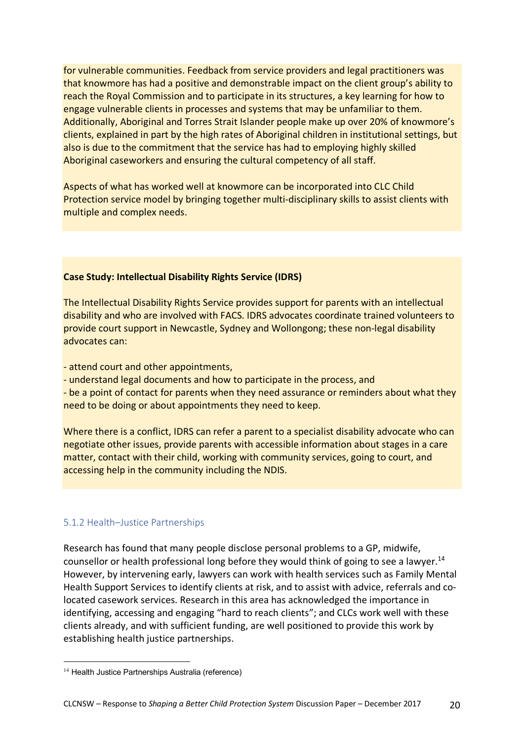for vulnerable communities. Feedback from service providers and legal practitioners was that knowmore has had a positive and demonstrable impact on the client group's ability to reach the Royal Commission and to participate in its structures, a key learning for how to engage vulnerable clients in processes and systems that may be unfamiliar to them. Additionally, Aboriginal and Torres Strait Islander people make up over 20% of knowmore's clients, explained in part by the high rates of Aboriginal children in institutional settings, but also is due to the commitment that the service has had to employing highly skilled Aboriginal caseworkers and ensuring the cultural competency of all staff.

Aspects of what has worked well at knowmore can be incorporated into CLC Child Protection service model by bringing together multi-disciplinary skills to assist clients with multiple and complex needs.

**Case Study: Intellectual Disability Rights Service (IDRS)**

The Intellectual Disability Rights Service provides support for parents with an intellectual disability and who are involved with FACS. IDRS advocates coordinate trained volunteers to provide court support in Newcastle, Sydney and Wollongong; these non-legal disability advocates can:

- attend court and other appointments,
- understand legal documents and how to participate in the process, and
- be a point of contact for parents when they need assurance or reminders about what they need to be doing or about appointments they need to keep.

Where there is a conflict, IDRS can refer a parent to a specialist disability advocate who can negotiate other issues, provide parents with accessible information about stages in a care matter, contact with their child, working with community services, going to court, and accessing help in the community including the NDIS.

### 5.1.2 Health–Justice Partnerships

Research has found that many people disclose personal problems to a GP, midwife, counsellor or health professional long before they would think of going to see a lawyer.[14] However, by intervening early, lawyers can work with health services such as Family Mental Health Support Services to identify clients at risk, and to assist with advice, referrals and co-located casework services. Research in this area has acknowledged the importance in identifying, accessing and engaging "hard to reach clients"; and CLCs work well with these clients already, and with sufficient funding, are well positioned to provide this work by establishing health justice partnerships.

[14] Health Justice Partnerships Australia (reference)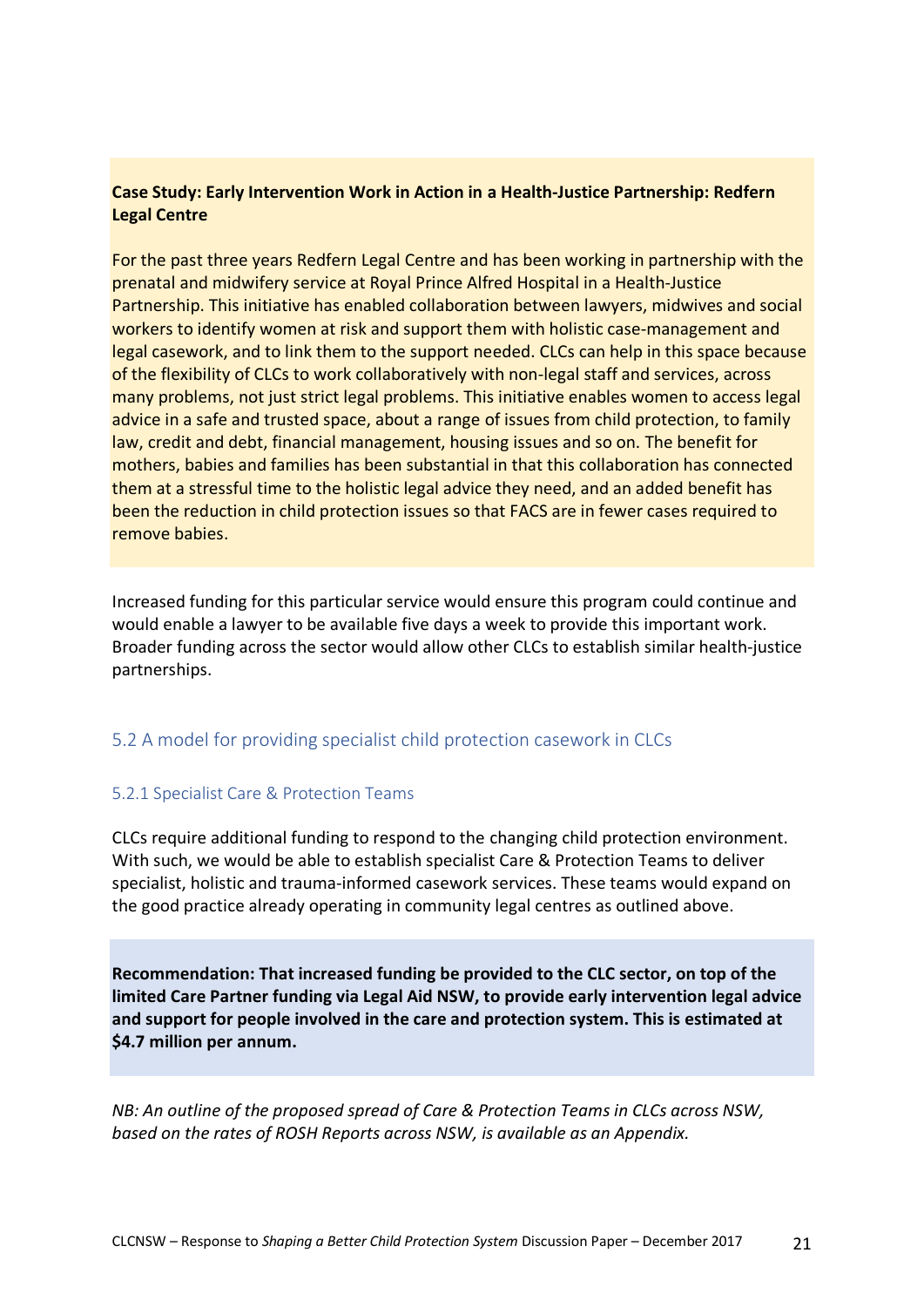**Case Study: Early Intervention Work in Action in a Health-Justice Partnership: Redfern Legal Centre**

For the past three years Redfern Legal Centre and has been working in partnership with the prenatal and midwifery service at Royal Prince Alfred Hospital in a Health-Justice Partnership. This initiative has enabled collaboration between lawyers, midwives and social workers to identify women at risk and support them with holistic case-management and legal casework, and to link them to the support needed. CLCs can help in this space because of the flexibility of CLCs to work collaboratively with non-legal staff and services, across many problems, not just strict legal problems. This initiative enables women to access legal advice in a safe and trusted space, about a range of issues from child protection, to family law, credit and debt, financial management, housing issues and so on. The benefit for mothers, babies and families has been substantial in that this collaboration has connected them at a stressful time to the holistic legal advice they need, and an added benefit has been the reduction in child protection issues so that FACS are in fewer cases required to remove babies.

Increased funding for this particular service would ensure this program could continue and would enable a lawyer to be available five days a week to provide this important work. Broader funding across the sector would allow other CLCs to establish similar health-justice partnerships.

## 5.2 A model for providing specialist child protection casework in CLCs

### 5.2.1 Specialist Care & Protection Teams

CLCs require additional funding to respond to the changing child protection environment. With such, we would be able to establish specialist Care & Protection Teams to deliver specialist, holistic and trauma-informed casework services. These teams would expand on the good practice already operating in community legal centres as outlined above.

**Recommendation: That increased funding be provided to the CLC sector, on top of the limited Care Partner funding via Legal Aid NSW, to provide early intervention legal advice and support for people involved in the care and protection system. This is estimated at $4.7 million per annum.**

*NB: An outline of the proposed spread of Care & Protection Teams in CLCs across NSW, based on the rates of ROSH Reports across NSW, is available as an Appendix.*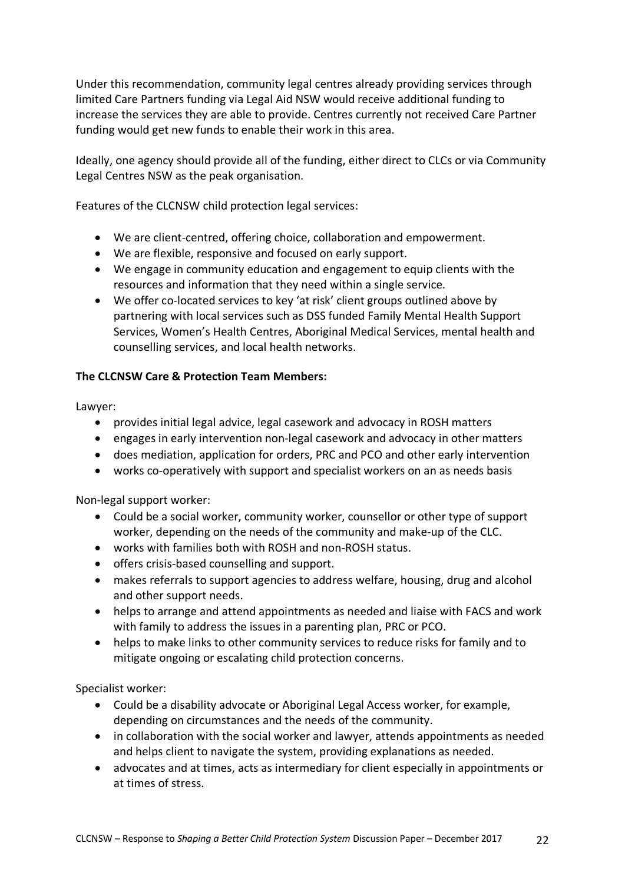Under this recommendation, community legal centres already providing services through limited Care Partners funding via Legal Aid NSW would receive additional funding to increase the services they are able to provide. Centres currently not received Care Partner funding would get new funds to enable their work in this area.

Ideally, one agency should provide all of the funding, either direct to CLCs or via Community Legal Centres NSW as the peak organisation.

Features of the CLCNSW child protection legal services:

- We are client-centred, offering choice, collaboration and empowerment.
- We are flexible, responsive and focused on early support.
- We engage in community education and engagement to equip clients with the resources and information that they need within a single service.
- We offer co-located services to key 'at risk' client groups outlined above by partnering with local services such as DSS funded Family Mental Health Support Services, Women's Health Centres, Aboriginal Medical Services, mental health and counselling services, and local health networks.

**The CLCNSW Care & Protection Team Members:**

Lawyer:

- provides initial legal advice, legal casework and advocacy in ROSH matters
- engages in early intervention non-legal casework and advocacy in other matters
- does mediation, application for orders, PRC and PCO and other early intervention
- works co-operatively with support and specialist workers on an as needs basis

Non-legal support worker:

- Could be a social worker, community worker, counsellor or other type of support worker, depending on the needs of the community and make-up of the CLC.
- works with families both with ROSH and non-ROSH status.
- offers crisis-based counselling and support.
- makes referrals to support agencies to address welfare, housing, drug and alcohol and other support needs.
- helps to arrange and attend appointments as needed and liaise with FACS and work with family to address the issues in a parenting plan, PRC or PCO.
- helps to make links to other community services to reduce risks for family and to mitigate ongoing or escalating child protection concerns.

Specialist worker:

- Could be a disability advocate or Aboriginal Legal Access worker, for example, depending on circumstances and the needs of the community.
- in collaboration with the social worker and lawyer, attends appointments as needed and helps client to navigate the system, providing explanations as needed.
- advocates and at times, acts as intermediary for client especially in appointments or at times of stress.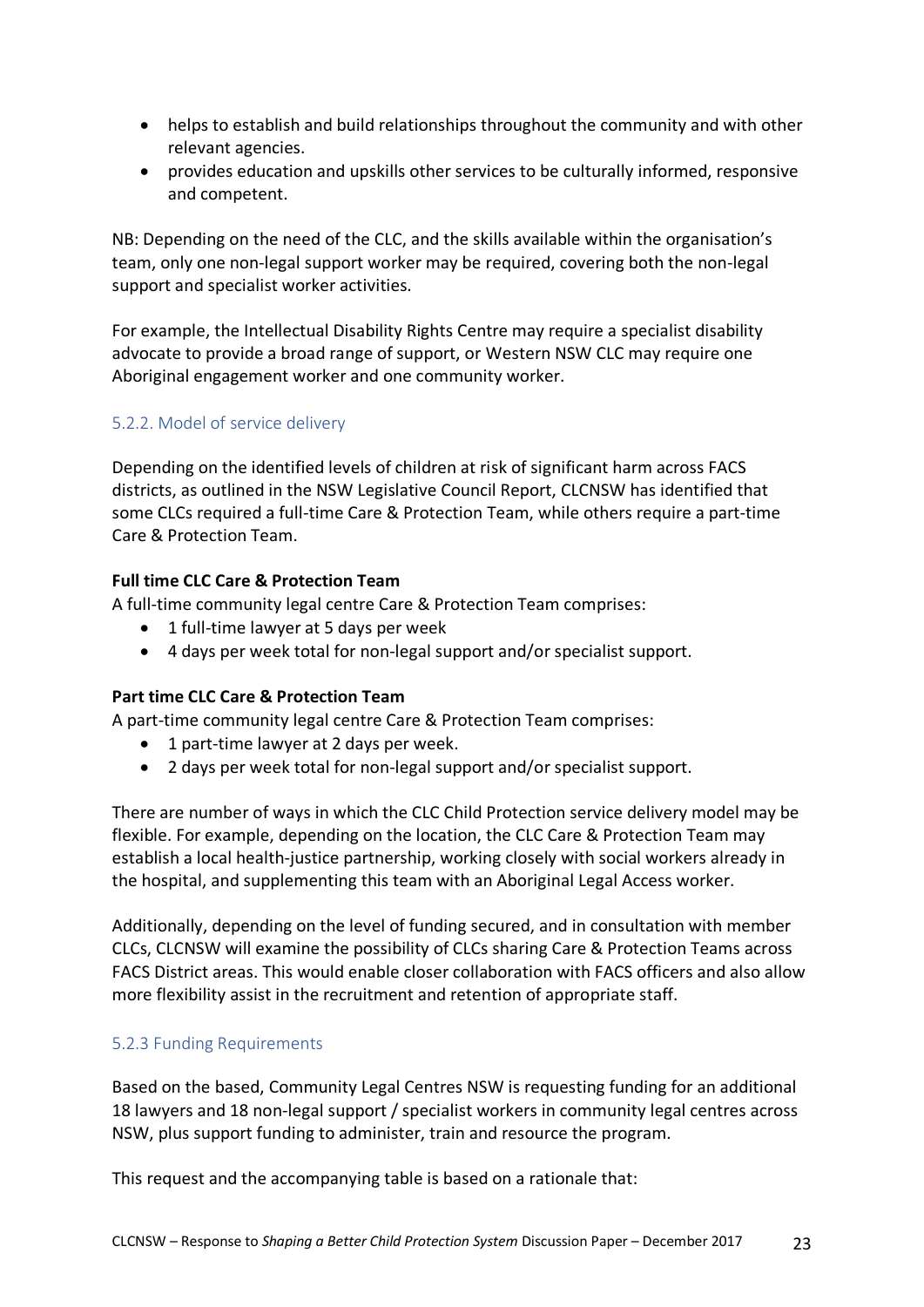- helps to establish and build relationships throughout the community and with other relevant agencies.
- provides education and upskills other services to be culturally informed, responsive and competent.

NB: Depending on the need of the CLC, and the skills available within the organisation's team, only one non-legal support worker may be required, covering both the non-legal support and specialist worker activities.

For example, the Intellectual Disability Rights Centre may require a specialist disability advocate to provide a broad range of support, or Western NSW CLC may require one Aboriginal engagement worker and one community worker.

### 5.2.2. Model of service delivery

Depending on the identified levels of children at risk of significant harm across FACS districts, as outlined in the NSW Legislative Council Report, CLCNSW has identified that some CLCs required a full-time Care & Protection Team, while others require a part-time Care & Protection Team.

**Full time CLC Care & Protection Team**

A full-time community legal centre Care & Protection Team comprises:

- 1 full-time lawyer at 5 days per week
- 4 days per week total for non-legal support and/or specialist support.

**Part time CLC Care & Protection Team**

A part-time community legal centre Care & Protection Team comprises:

- 1 part-time lawyer at 2 days per week.
- 2 days per week total for non-legal support and/or specialist support.

There are number of ways in which the CLC Child Protection service delivery model may be flexible. For example, depending on the location, the CLC Care & Protection Team may establish a local health-justice partnership, working closely with social workers already in the hospital, and supplementing this team with an Aboriginal Legal Access worker.

Additionally, depending on the level of funding secured, and in consultation with member CLCs, CLCNSW will examine the possibility of CLCs sharing Care & Protection Teams across FACS District areas. This would enable closer collaboration with FACS officers and also allow more flexibility assist in the recruitment and retention of appropriate staff.

### 5.2.3 Funding Requirements

Based on the based, Community Legal Centres NSW is requesting funding for an additional 18 lawyers and 18 non-legal support / specialist workers in community legal centres across NSW, plus support funding to administer, train and resource the program.

This request and the accompanying table is based on a rationale that: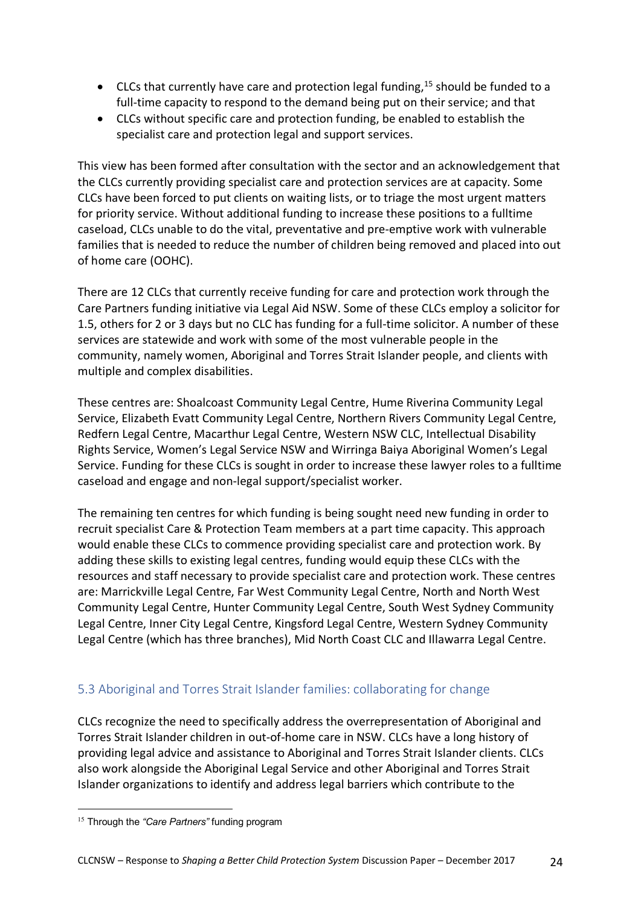- CLCs that currently have care and protection legal funding,[15] should be funded to a full-time capacity to respond to the demand being put on their service; and that
- CLCs without specific care and protection funding, be enabled to establish the specialist care and protection legal and support services.

This view has been formed after consultation with the sector and an acknowledgement that the CLCs currently providing specialist care and protection services are at capacity. Some CLCs have been forced to put clients on waiting lists, or to triage the most urgent matters for priority service. Without additional funding to increase these positions to a fulltime caseload, CLCs unable to do the vital, preventative and pre-emptive work with vulnerable families that is needed to reduce the number of children being removed and placed into out of home care (OOHC).

There are 12 CLCs that currently receive funding for care and protection work through the Care Partners funding initiative via Legal Aid NSW. Some of these CLCs employ a solicitor for 1.5, others for 2 or 3 days but no CLC has funding for a full-time solicitor. A number of these services are statewide and work with some of the most vulnerable people in the community, namely women, Aboriginal and Torres Strait Islander people, and clients with multiple and complex disabilities.

These centres are: Shoalcoast Community Legal Centre, Hume Riverina Community Legal Service, Elizabeth Evatt Community Legal Centre, Northern Rivers Community Legal Centre, Redfern Legal Centre, Macarthur Legal Centre, Western NSW CLC, Intellectual Disability Rights Service, Women's Legal Service NSW and Wirringa Baiya Aboriginal Women's Legal Service. Funding for these CLCs is sought in order to increase these lawyer roles to a fulltime caseload and engage and non-legal support/specialist worker.

The remaining ten centres for which funding is being sought need new funding in order to recruit specialist Care & Protection Team members at a part time capacity. This approach would enable these CLCs to commence providing specialist care and protection work. By adding these skills to existing legal centres, funding would equip these CLCs with the resources and staff necessary to provide specialist care and protection work. These centres are: Marrickville Legal Centre, Far West Community Legal Centre, North and North West Community Legal Centre, Hunter Community Legal Centre, South West Sydney Community Legal Centre, Inner City Legal Centre, Kingsford Legal Centre, Western Sydney Community Legal Centre (which has three branches), Mid North Coast CLC and Illawarra Legal Centre.

## 5.3 Aboriginal and Torres Strait Islander families: collaborating for change

CLCs recognize the need to specifically address the overrepresentation of Aboriginal and Torres Strait Islander children in out-of-home care in NSW. CLCs have a long history of providing legal advice and assistance to Aboriginal and Torres Strait Islander clients. CLCs also work alongside the Aboriginal Legal Service and other Aboriginal and Torres Strait Islander organizations to identify and address legal barriers which contribute to the

---

[15] Through the *"Care Partners"* funding program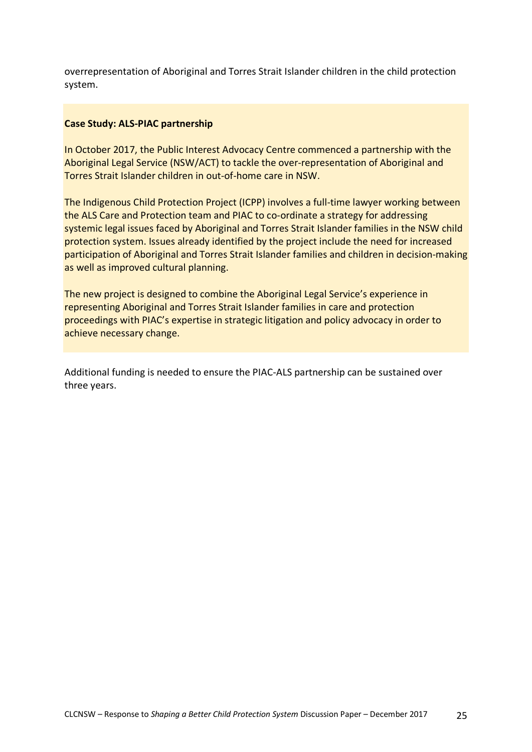overrepresentation of Aboriginal and Torres Strait Islander children in the child protection system.

**Case Study: ALS-PIAC partnership**

In October 2017, the Public Interest Advocacy Centre commenced a partnership with the Aboriginal Legal Service (NSW/ACT) to tackle the over-representation of Aboriginal and Torres Strait Islander children in out-of-home care in NSW.

The Indigenous Child Protection Project (ICPP) involves a full-time lawyer working between the ALS Care and Protection team and PIAC to co-ordinate a strategy for addressing systemic legal issues faced by Aboriginal and Torres Strait Islander families in the NSW child protection system. Issues already identified by the project include the need for increased participation of Aboriginal and Torres Strait Islander families and children in decision-making as well as improved cultural planning.

The new project is designed to combine the Aboriginal Legal Service's experience in representing Aboriginal and Torres Strait Islander families in care and protection proceedings with PIAC's expertise in strategic litigation and policy advocacy in order to achieve necessary change.

Additional funding is needed to ensure the PIAC-ALS partnership can be sustained over three years.